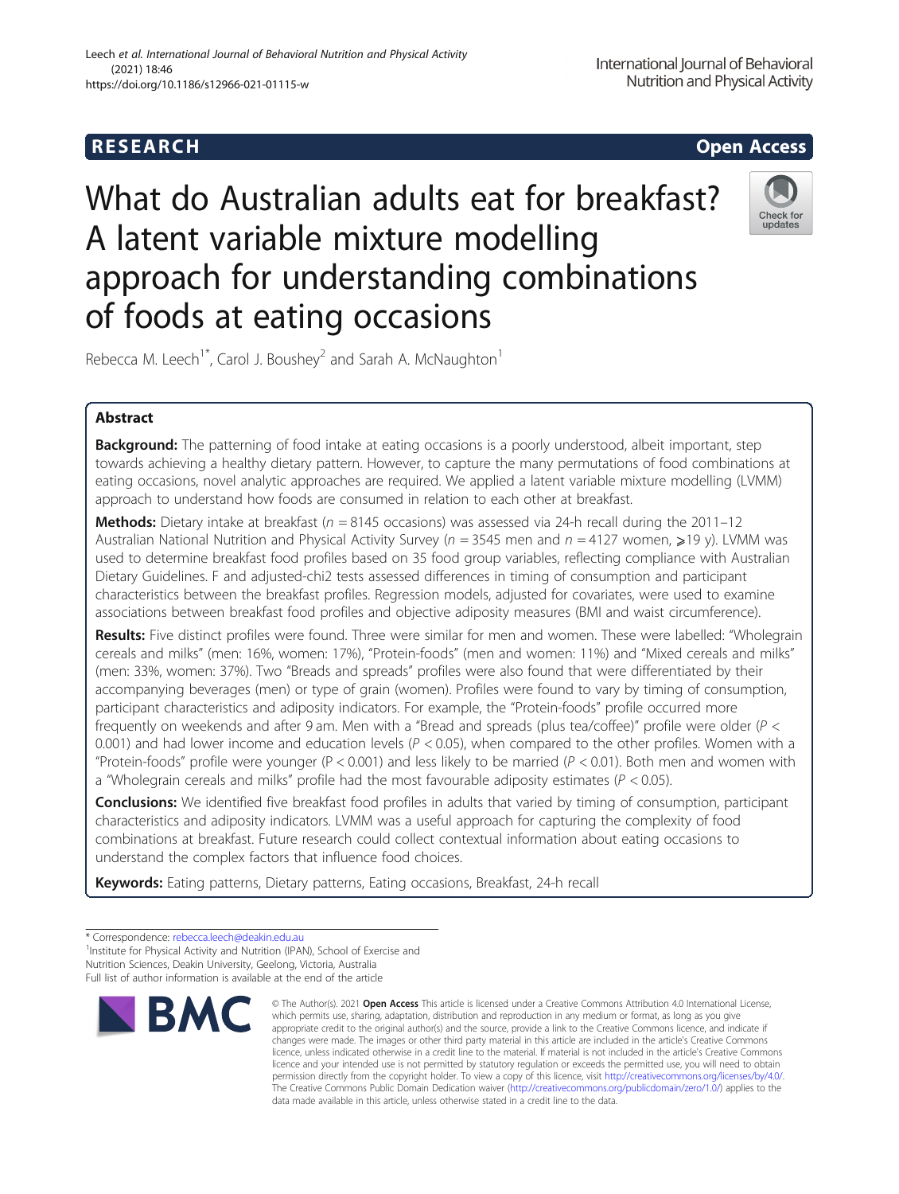RESEARCH Open Access

# What do Australian adults eat for breakfast? A latent variable mixture modelling approach for understanding combinations of foods at eating occasions

Rebecca M. Leech[1*], Carol J. Boushey[2] and Sarah A. McNaughton[1]

## Abstract

**Background:** The patterning of food intake at eating occasions is a poorly understood, albeit important, step towards achieving a healthy dietary pattern. However, to capture the many permutations of food combinations at eating occasions, novel analytic approaches are required. We applied a latent variable mixture modelling (LVMM) approach to understand how foods are consumed in relation to each other at breakfast.

**Methods:** Dietary intake at breakfast ($n = 8145$ occasions) was assessed via 24-h recall during the 2011–12 Australian National Nutrition and Physical Activity Survey ($n = 3545$ men and $n = 4127$ women, ⩾19 y). LVMM was used to determine breakfast food profiles based on 35 food group variables, reflecting compliance with Australian Dietary Guidelines. F and adjusted-chi2 tests assessed differences in timing of consumption and participant characteristics between the breakfast profiles. Regression models, adjusted for covariates, were used to examine associations between breakfast food profiles and objective adiposity measures (BMI and waist circumference).

**Results:** Five distinct profiles were found. Three were similar for men and women. These were labelled: "Wholegrain cereals and milks" (men: 16%, women: 17%), "Protein-foods" (men and women: 11%) and "Mixed cereals and milks" (men: 33%, women: 37%). Two "Breads and spreads" profiles were also found that were differentiated by their accompanying beverages (men) or type of grain (women). Profiles were found to vary by timing of consumption, participant characteristics and adiposity indicators. For example, the "Protein-foods" profile occurred more frequently on weekends and after 9 am. Men with a "Bread and spreads (plus tea/coffee)" profile were older ($P < 0.001$) and had lower income and education levels ($P < 0.05$), when compared to the other profiles. Women with a "Protein-foods" profile were younger ($P < 0.001$) and less likely to be married ($P < 0.01$). Both men and women with a "Wholegrain cereals and milks" profile had the most favourable adiposity estimates ($P < 0.05$).

**Conclusions:** We identified five breakfast food profiles in adults that varied by timing of consumption, participant characteristics and adiposity indicators. LVMM was a useful approach for capturing the complexity of food combinations at breakfast. Future research could collect contextual information about eating occasions to understand the complex factors that influence food choices.

**Keywords:** Eating patterns, Dietary patterns, Eating occasions, Breakfast, 24-h recall

---

\* Correspondence: rebecca.leech@deakin.edu.au

[1]Institute for Physical Activity and Nutrition (IPAN), School of Exercise and Nutrition Sciences, Deakin University, Geelong, Victoria, Australia

Full list of author information is available at the end of the article

© The Author(s). 2021 **Open Access** This article is licensed under a Creative Commons Attribution 4.0 International License, which permits use, sharing, adaptation, distribution and reproduction in any medium or format, as long as you give appropriate credit to the original author(s) and the source, provide a link to the Creative Commons licence, and indicate if changes were made. The images or other third party material in this article are included in the article's Creative Commons licence, unless indicated otherwise in a credit line to the material. If material is not included in the article's Creative Commons licence and your intended use is not permitted by statutory regulation or exceeds the permitted use, you will need to obtain permission directly from the copyright holder. To view a copy of this licence, visit http://creativecommons.org/licenses/by/4.0/. The Creative Commons Public Domain Dedication waiver (http://creativecommons.org/publicdomain/zero/1.0/) applies to the data made available in this article, unless otherwise stated in a credit line to the data.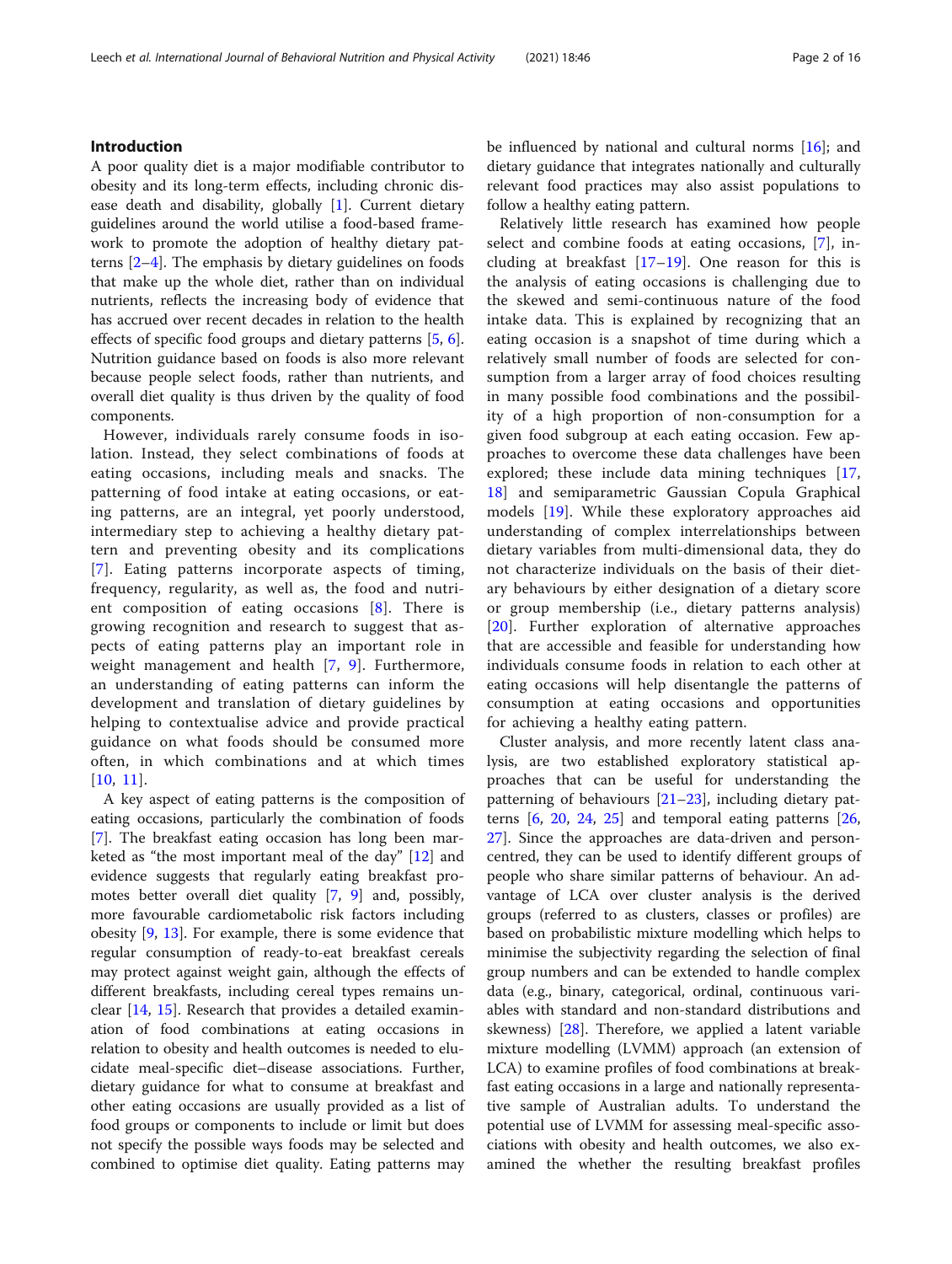## Introduction

A poor quality diet is a major modifiable contributor to obesity and its long-term effects, including chronic disease death and disability, globally [1]. Current dietary guidelines around the world utilise a food-based framework to promote the adoption of healthy dietary patterns [2–4]. The emphasis by dietary guidelines on foods that make up the whole diet, rather than on individual nutrients, reflects the increasing body of evidence that has accrued over recent decades in relation to the health effects of specific food groups and dietary patterns [5, 6]. Nutrition guidance based on foods is also more relevant because people select foods, rather than nutrients, and overall diet quality is thus driven by the quality of food components.

However, individuals rarely consume foods in isolation. Instead, they select combinations of foods at eating occasions, including meals and snacks. The patterning of food intake at eating occasions, or eating patterns, are an integral, yet poorly understood, intermediary step to achieving a healthy dietary pattern and preventing obesity and its complications [7]. Eating patterns incorporate aspects of timing, frequency, regularity, as well as, the food and nutrient composition of eating occasions [8]. There is growing recognition and research to suggest that aspects of eating patterns play an important role in weight management and health [7, 9]. Furthermore, an understanding of eating patterns can inform the development and translation of dietary guidelines by helping to contextualise advice and provide practical guidance on what foods should be consumed more often, in which combinations and at which times [10, 11].

A key aspect of eating patterns is the composition of eating occasions, particularly the combination of foods [7]. The breakfast eating occasion has long been marketed as "the most important meal of the day" [12] and evidence suggests that regularly eating breakfast promotes better overall diet quality [7, 9] and, possibly, more favourable cardiometabolic risk factors including obesity [9, 13]. For example, there is some evidence that regular consumption of ready-to-eat breakfast cereals may protect against weight gain, although the effects of different breakfasts, including cereal types remains unclear [14, 15]. Research that provides a detailed examination of food combinations at eating occasions in relation to obesity and health outcomes is needed to elucidate meal-specific diet–disease associations. Further, dietary guidance for what to consume at breakfast and other eating occasions are usually provided as a list of food groups or components to include or limit but does not specify the possible ways foods may be selected and combined to optimise diet quality. Eating patterns may be influenced by national and cultural norms [16]; and dietary guidance that integrates nationally and culturally relevant food practices may also assist populations to follow a healthy eating pattern.

Relatively little research has examined how people select and combine foods at eating occasions, [7], including at breakfast [17–19]. One reason for this is the analysis of eating occasions is challenging due to the skewed and semi-continuous nature of the food intake data. This is explained by recognizing that an eating occasion is a snapshot of time during which a relatively small number of foods are selected for consumption from a larger array of food choices resulting in many possible food combinations and the possibility of a high proportion of non-consumption for a given food subgroup at each eating occasion. Few approaches to overcome these data challenges have been explored; these include data mining techniques [17, 18] and semiparametric Gaussian Copula Graphical models [19]. While these exploratory approaches aid understanding of complex interrelationships between dietary variables from multi-dimensional data, they do not characterize individuals on the basis of their dietary behaviours by either designation of a dietary score or group membership (i.e., dietary patterns analysis) [20]. Further exploration of alternative approaches that are accessible and feasible for understanding how individuals consume foods in relation to each other at eating occasions will help disentangle the patterns of consumption at eating occasions and opportunities for achieving a healthy eating pattern.

Cluster analysis, and more recently latent class analysis, are two established exploratory statistical approaches that can be useful for understanding the patterning of behaviours [21–23], including dietary patterns [6, 20, 24, 25] and temporal eating patterns [26, 27]. Since the approaches are data-driven and person-centred, they can be used to identify different groups of people who share similar patterns of behaviour. An advantage of LCA over cluster analysis is the derived groups (referred to as clusters, classes or profiles) are based on probabilistic mixture modelling which helps to minimise the subjectivity regarding the selection of final group numbers and can be extended to handle complex data (e.g., binary, categorical, ordinal, continuous variables with standard and non-standard distributions and skewness) [28]. Therefore, we applied a latent variable mixture modelling (LVMM) approach (an extension of LCA) to examine profiles of food combinations at breakfast eating occasions in a large and nationally representative sample of Australian adults. To understand the potential use of LVMM for assessing meal-specific associations with obesity and health outcomes, we also examined the whether the resulting breakfast profiles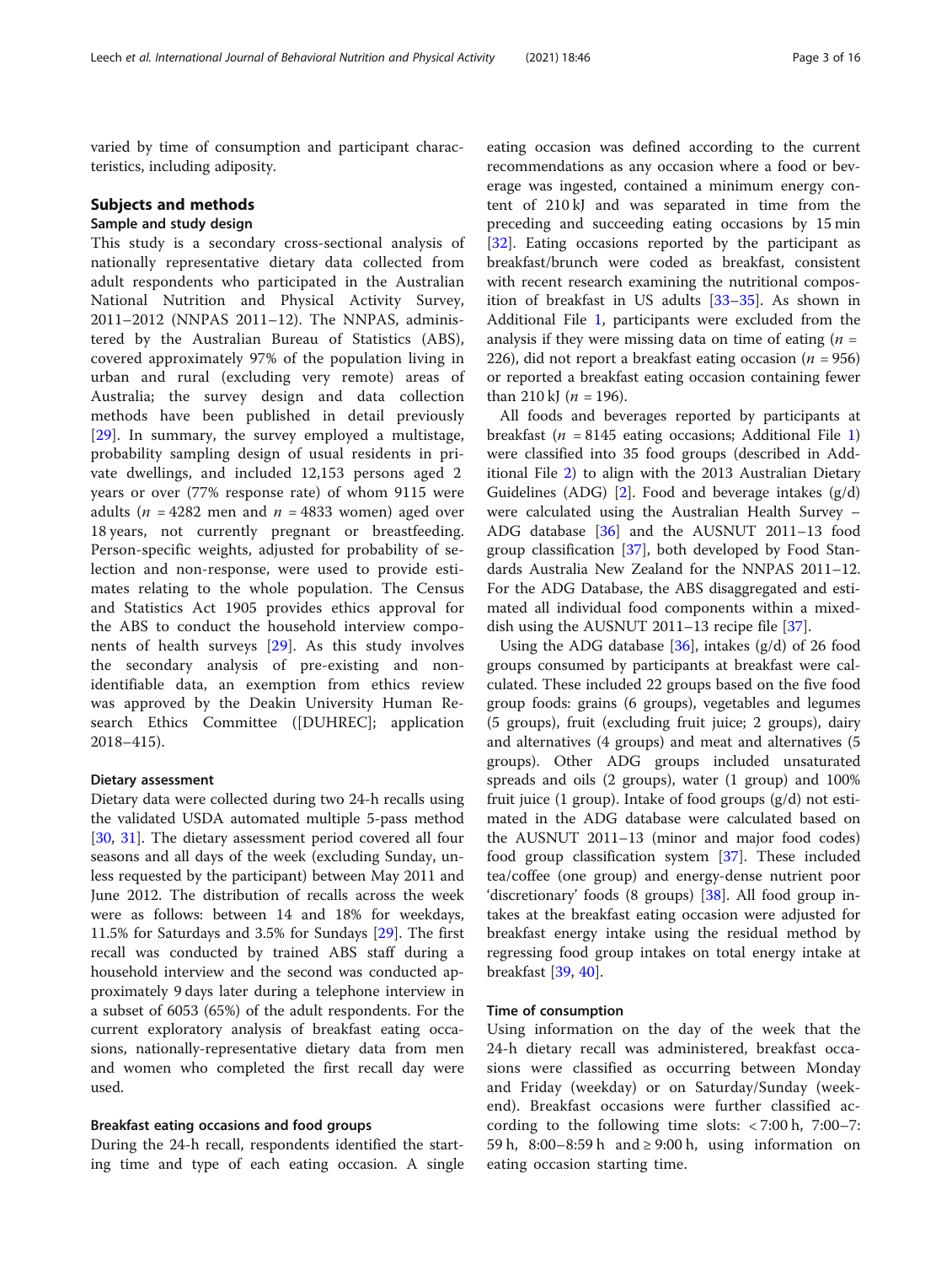varied by time of consumption and participant characteristics, including adiposity.

## Subjects and methods

### Sample and study design

This study is a secondary cross-sectional analysis of nationally representative dietary data collected from adult respondents who participated in the Australian National Nutrition and Physical Activity Survey, 2011–2012 (NNPAS 2011–12). The NNPAS, administered by the Australian Bureau of Statistics (ABS), covered approximately 97% of the population living in urban and rural (excluding very remote) areas of Australia; the survey design and data collection methods have been published in detail previously [29]. In summary, the survey employed a multistage, probability sampling design of usual residents in private dwellings, and included 12,153 persons aged 2 years or over (77% response rate) of whom 9115 were adults ($n$ = 4282 men and $n$ = 4833 women) aged over 18 years, not currently pregnant or breastfeeding. Person-specific weights, adjusted for probability of selection and non-response, were used to provide estimates relating to the whole population. The Census and Statistics Act 1905 provides ethics approval for the ABS to conduct the household interview components of health surveys [29]. As this study involves the secondary analysis of pre-existing and non-identifiable data, an exemption from ethics review was approved by the Deakin University Human Research Ethics Committee ([DUHREC]; application 2018–415).

### Dietary assessment

Dietary data were collected during two 24-h recalls using the validated USDA automated multiple 5-pass method [30, 31]. The dietary assessment period covered all four seasons and all days of the week (excluding Sunday, unless requested by the participant) between May 2011 and June 2012. The distribution of recalls across the week were as follows: between 14 and 18% for weekdays, 11.5% for Saturdays and 3.5% for Sundays [29]. The first recall was conducted by trained ABS staff during a household interview and the second was conducted approximately 9 days later during a telephone interview in a subset of 6053 (65%) of the adult respondents. For the current exploratory analysis of breakfast eating occasions, nationally-representative dietary data from men and women who completed the first recall day were used.

### Breakfast eating occasions and food groups

During the 24-h recall, respondents identified the starting time and type of each eating occasion. A single eating occasion was defined according to the current recommendations as any occasion where a food or beverage was ingested, contained a minimum energy content of 210 kJ and was separated in time from the preceding and succeeding eating occasions by 15 min [32]. Eating occasions reported by the participant as breakfast/brunch were coded as breakfast, consistent with recent research examining the nutritional composition of breakfast in US adults [33–35]. As shown in Additional File 1, participants were excluded from the analysis if they were missing data on time of eating ($n$ = 226), did not report a breakfast eating occasion ($n$ = 956) or reported a breakfast eating occasion containing fewer than 210 kJ ($n$ = 196).

All foods and beverages reported by participants at breakfast ($n$ = 8145 eating occasions; Additional File 1) were classified into 35 food groups (described in Additional File 2) to align with the 2013 Australian Dietary Guidelines (ADG) [2]. Food and beverage intakes (g/d) were calculated using the Australian Health Survey – ADG database [36] and the AUSNUT 2011–13 food group classification [37], both developed by Food Standards Australia New Zealand for the NNPAS 2011–12. For the ADG Database, the ABS disaggregated and estimated all individual food components within a mixed-dish using the AUSNUT 2011–13 recipe file [37].

Using the ADG database [36], intakes (g/d) of 26 food groups consumed by participants at breakfast were calculated. These included 22 groups based on the five food group foods: grains (6 groups), vegetables and legumes (5 groups), fruit (excluding fruit juice; 2 groups), dairy and alternatives (4 groups) and meat and alternatives (5 groups). Other ADG groups included unsaturated spreads and oils (2 groups), water (1 group) and 100% fruit juice (1 group). Intake of food groups (g/d) not estimated in the ADG database were calculated based on the AUSNUT 2011–13 (minor and major food codes) food group classification system [37]. These included tea/coffee (one group) and energy-dense nutrient poor 'discretionary' foods (8 groups) [38]. All food group intakes at the breakfast eating occasion were adjusted for breakfast energy intake using the residual method by regressing food group intakes on total energy intake at breakfast [39, 40].

### Time of consumption

Using information on the day of the week that the 24-h dietary recall was administered, breakfast occasions were classified as occurring between Monday and Friday (weekday) or on Saturday/Sunday (weekend). Breakfast occasions were further classified according to the following time slots: < 7:00 h, 7:00–7:59 h, 8:00–8:59 h and ≥ 9:00 h, using information on eating occasion starting time.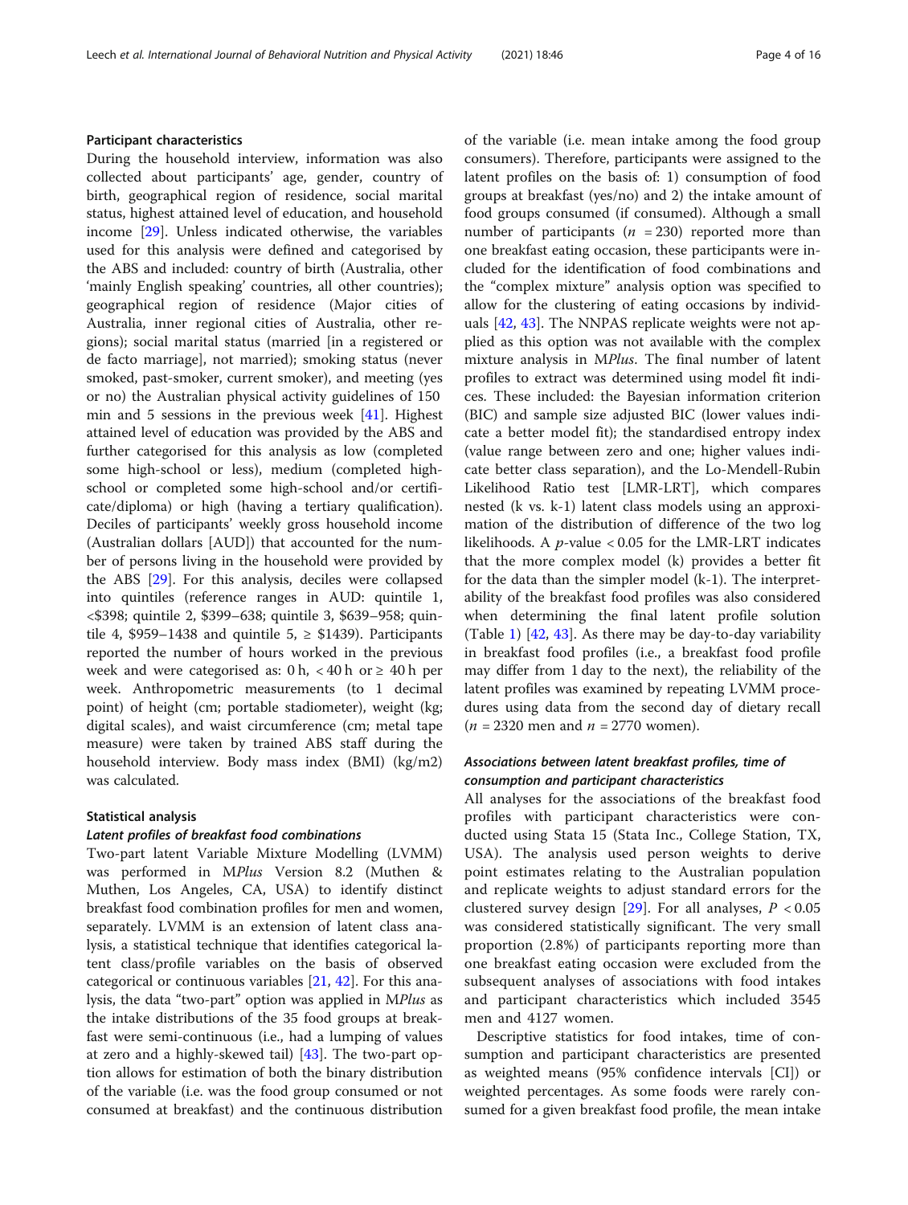### Participant characteristics

During the household interview, information was also collected about participants' age, gender, country of birth, geographical region of residence, social marital status, highest attained level of education, and household income [29]. Unless indicated otherwise, the variables used for this analysis were defined and categorised by the ABS and included: country of birth (Australia, other 'mainly English speaking' countries, all other countries); geographical region of residence (Major cities of Australia, inner regional cities of Australia, other regions); social marital status (married [in a registered or de facto marriage], not married); smoking status (never smoked, past-smoker, current smoker), and meeting (yes or no) the Australian physical activity guidelines of 150 min and 5 sessions in the previous week [41]. Highest attained level of education was provided by the ABS and further categorised for this analysis as low (completed some high-school or less), medium (completed high-school or completed some high-school and/or certificate/diploma) or high (having a tertiary qualification). Deciles of participants' weekly gross household income (Australian dollars [AUD]) that accounted for the number of persons living in the household were provided by the ABS [29]. For this analysis, deciles were collapsed into quintiles (reference ranges in AUD: quintile 1, <$398; quintile 2, $399–638; quintile 3, $639–958; quintile 4, $959–1438 and quintile 5, ≥ $1439). Participants reported the number of hours worked in the previous week and were categorised as: 0 h, < 40 h or ≥ 40 h per week. Anthropometric measurements (to 1 decimal point) of height (cm; portable stadiometer), weight (kg; digital scales), and waist circumference (cm; metal tape measure) were taken by trained ABS staff during the household interview. Body mass index (BMI) (kg/m2) was calculated.

### Statistical analysis

#### *Latent profiles of breakfast food combinations*

Two-part latent Variable Mixture Modelling (LVMM) was performed in *MPlus* Version 8.2 (Muthen & Muthen, Los Angeles, CA, USA) to identify distinct breakfast food combination profiles for men and women, separately. LVMM is an extension of latent class analysis, a statistical technique that identifies categorical latent class/profile variables on the basis of observed categorical or continuous variables [21, 42]. For this analysis, the data "two-part" option was applied in *MPlus* as the intake distributions of the 35 food groups at breakfast were semi-continuous (i.e., had a lumping of values at zero and a highly-skewed tail) [43]. The two-part option allows for estimation of both the binary distribution of the variable (i.e. was the food group consumed or not consumed at breakfast) and the continuous distribution of the variable (i.e. mean intake among the food group consumers). Therefore, participants were assigned to the latent profiles on the basis of: 1) consumption of food groups at breakfast (yes/no) and 2) the intake amount of food groups consumed (if consumed). Although a small number of participants ($n$ = 230) reported more than one breakfast eating occasion, these participants were included for the identification of food combinations and the "complex mixture" analysis option was specified to allow for the clustering of eating occasions by individuals [42, 43]. The NNPAS replicate weights were not applied as this option was not available with the complex mixture analysis in *MPlus*. The final number of latent profiles to extract was determined using model fit indices. These included: the Bayesian information criterion (BIC) and sample size adjusted BIC (lower values indicate a better model fit); the standardised entropy index (value range between zero and one; higher values indicate better class separation), and the Lo-Mendell-Rubin Likelihood Ratio test [LMR-LRT], which compares nested (k vs. k-1) latent class models using an approximation of the distribution of difference of the two log likelihoods. A $p$-value < 0.05 for the LMR-LRT indicates that the more complex model (k) provides a better fit for the data than the simpler model (k-1). The interpretability of the breakfast food profiles was also considered when determining the final latent profile solution (Table 1) [42, 43]. As there may be day-to-day variability in breakfast food profiles (i.e., a breakfast food profile may differ from 1 day to the next), the reliability of the latent profiles was examined by repeating LVMM procedures using data from the second day of dietary recall ($n$ = 2320 men and $n$ = 2770 women).

#### *Associations between latent breakfast profiles, time of consumption and participant characteristics*

All analyses for the associations of the breakfast food profiles with participant characteristics were conducted using Stata 15 (Stata Inc., College Station, TX, USA). The analysis used person weights to derive point estimates relating to the Australian population and replicate weights to adjust standard errors for the clustered survey design [29]. For all analyses, $P$ < 0.05 was considered statistically significant. The very small proportion (2.8%) of participants reporting more than one breakfast eating occasion were excluded from the subsequent analyses of associations with food intakes and participant characteristics which included 3545 men and 4127 women.

Descriptive statistics for food intakes, time of consumption and participant characteristics are presented as weighted means (95% confidence intervals [CI]) or weighted percentages. As some foods were rarely consumed for a given breakfast food profile, the mean intake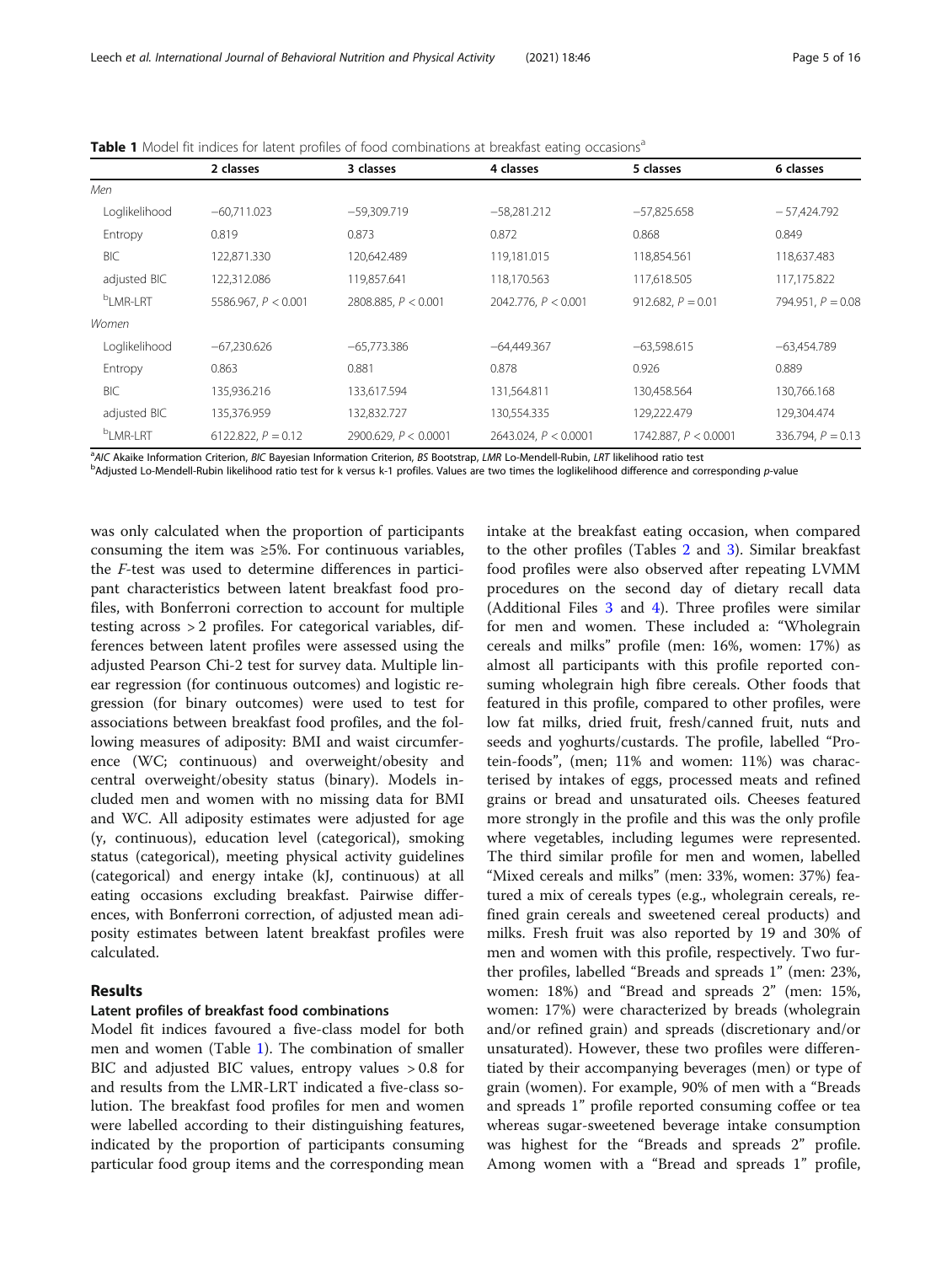**Table 1** Model fit indices for latent profiles of food combinations at breakfast eating occasions[a]

| | 2 classes | 3 classes | 4 classes | 5 classes | 6 classes |
|---|---|---|---|---|---|
| *Men* | | | | | |
| Loglikelihood | −60,711.023 | −59,309.719 | −58,281.212 | −57,825.658 | − 57,424.792 |
| Entropy | 0.819 | 0.873 | 0.872 | 0.868 | 0.849 |
| BIC | 122,871.330 | 120,642.489 | 119,181.015 | 118,854.561 | 118,637.483 |
| adjusted BIC | 122,312.086 | 119,857.641 | 118,170.563 | 117,618.505 | 117,175.822 |
| [b]LMR-LRT | 5586.967, $P < 0.001$ | 2808.885, $P < 0.001$ | 2042.776, $P < 0.001$ | 912.682, $P = 0.01$ | 794.951, $P = 0.08$ |
| *Women* | | | | | |
| Loglikelihood | −67,230.626 | −65,773.386 | −64,449.367 | −63,598.615 | −63,454.789 |
| Entropy | 0.863 | 0.881 | 0.878 | 0.926 | 0.889 |
| BIC | 135,936.216 | 133,617.594 | 131,564.811 | 130,458.564 | 130,766.168 |
| adjusted BIC | 135,376.959 | 132,832.727 | 130,554.335 | 129,222.479 | 129,304.474 |
| [b]LMR-LRT | 6122.822, $P = 0.12$ | 2900.629, $P < 0.0001$ | 2643.024, $P < 0.0001$ | 1742.887, $P < 0.0001$ | 336.794, $P = 0.13$ |

[a]*AIC* Akaike Information Criterion, *BIC* Bayesian Information Criterion, *BS* Bootstrap, *LMR* Lo-Mendell-Rubin, *LRT* likelihood ratio test

[b]Adjusted Lo-Mendell-Rubin likelihood ratio test for k versus k-1 profiles. Values are two times the loglikelihood difference and corresponding *p*-value

was only calculated when the proportion of participants consuming the item was ≥5%. For continuous variables, the *F*-test was used to determine differences in participant characteristics between latent breakfast food profiles, with Bonferroni correction to account for multiple testing across > 2 profiles. For categorical variables, differences between latent profiles were assessed using the adjusted Pearson Chi-2 test for survey data. Multiple linear regression (for continuous outcomes) and logistic regression (for binary outcomes) were used to test for associations between breakfast food profiles, and the following measures of adiposity: BMI and waist circumference (WC; continuous) and overweight/obesity and central overweight/obesity status (binary). Models included men and women with no missing data for BMI and WC. All adiposity estimates were adjusted for age (y, continuous), education level (categorical), smoking status (categorical), meeting physical activity guidelines (categorical) and energy intake (kJ, continuous) at all eating occasions excluding breakfast. Pairwise differences, with Bonferroni correction, of adjusted mean adiposity estimates between latent breakfast profiles were calculated.

## Results

### Latent profiles of breakfast food combinations

Model fit indices favoured a five-class model for both men and women (Table 1). The combination of smaller BIC and adjusted BIC values, entropy values > 0.8 for and results from the LMR-LRT indicated a five-class solution. The breakfast food profiles for men and women were labelled according to their distinguishing features, indicated by the proportion of participants consuming particular food group items and the corresponding mean intake at the breakfast eating occasion, when compared to the other profiles (Tables 2 and 3). Similar breakfast food profiles were also observed after repeating LVMM procedures on the second day of dietary recall data (Additional Files 3 and 4). Three profiles were similar for men and women. These included a: "Wholegrain cereals and milks" profile (men: 16%, women: 17%) as almost all participants with this profile reported consuming wholegrain high fibre cereals. Other foods that featured in this profile, compared to other profiles, were low fat milks, dried fruit, fresh/canned fruit, nuts and seeds and yoghurts/custards. The profile, labelled "Protein-foods", (men; 11% and women: 11%) was characterised by intakes of eggs, processed meats and refined grains or bread and unsaturated oils. Cheeses featured more strongly in the profile and this was the only profile where vegetables, including legumes were represented. The third similar profile for men and women, labelled "Mixed cereals and milks" (men: 33%, women: 37%) featured a mix of cereals types (e.g., wholegrain cereals, refined grain cereals and sweetened cereal products) and milks. Fresh fruit was also reported by 19 and 30% of men and women with this profile, respectively. Two further profiles, labelled "Breads and spreads 1" (men: 23%, women: 18%) and "Bread and spreads 2" (men: 15%, women: 17%) were characterized by breads (wholegrain and/or refined grain) and spreads (discretionary and/or unsaturated). However, these two profiles were differentiated by their accompanying beverages (men) or type of grain (women). For example, 90% of men with a "Breads and spreads 1" profile reported consuming coffee or tea whereas sugar-sweetened beverage intake consumption was highest for the "Breads and spreads 2" profile. Among women with a "Bread and spreads 1" profile,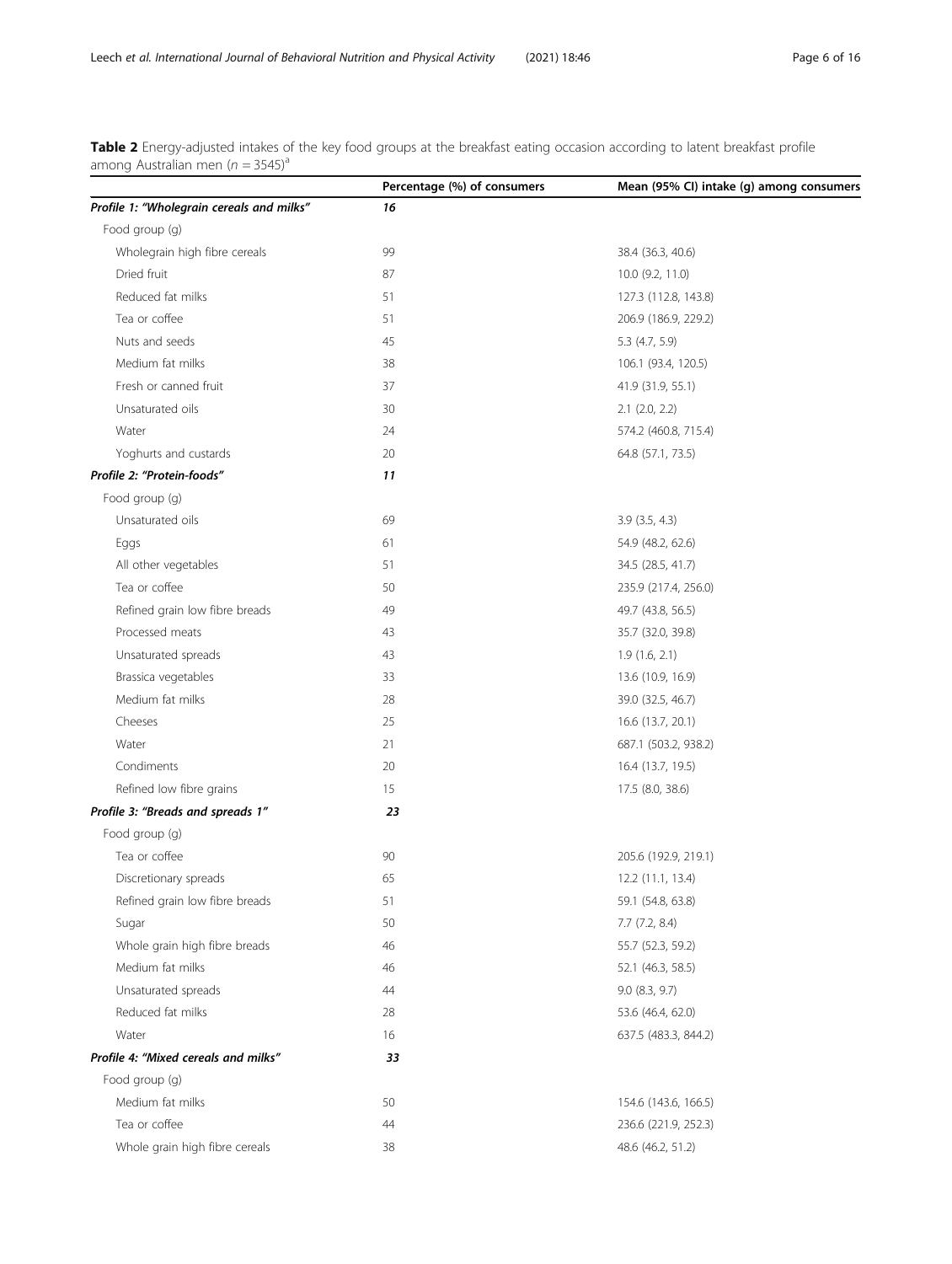**Table 2** Energy-adjusted intakes of the key food groups at the breakfast eating occasion according to latent breakfast profile among Australian men ($n = 3545$)[a]

| | Percentage (%) of consumers | Mean (95% CI) intake (g) among consumers |
|---|---|---|
| ***Profile 1: "Wholegrain cereals and milks"*** | ***16*** | |
| Food group (g) | | |
| Wholegrain high fibre cereals | 99 | 38.4 (36.3, 40.6) |
| Dried fruit | 87 | 10.0 (9.2, 11.0) |
| Reduced fat milks | 51 | 127.3 (112.8, 143.8) |
| Tea or coffee | 51 | 206.9 (186.9, 229.2) |
| Nuts and seeds | 45 | 5.3 (4.7, 5.9) |
| Medium fat milks | 38 | 106.1 (93.4, 120.5) |
| Fresh or canned fruit | 37 | 41.9 (31.9, 55.1) |
| Unsaturated oils | 30 | 2.1 (2.0, 2.2) |
| Water | 24 | 574.2 (460.8, 715.4) |
| Yoghurts and custards | 20 | 64.8 (57.1, 73.5) |
| ***Profile 2: "Protein-foods"*** | ***11*** | |
| Food group (g) | | |
| Unsaturated oils | 69 | 3.9 (3.5, 4.3) |
| Eggs | 61 | 54.9 (48.2, 62.6) |
| All other vegetables | 51 | 34.5 (28.5, 41.7) |
| Tea or coffee | 50 | 235.9 (217.4, 256.0) |
| Refined grain low fibre breads | 49 | 49.7 (43.8, 56.5) |
| Processed meats | 43 | 35.7 (32.0, 39.8) |
| Unsaturated spreads | 43 | 1.9 (1.6, 2.1) |
| Brassica vegetables | 33 | 13.6 (10.9, 16.9) |
| Medium fat milks | 28 | 39.0 (32.5, 46.7) |
| Cheeses | 25 | 16.6 (13.7, 20.1) |
| Water | 21 | 687.1 (503.2, 938.2) |
| Condiments | 20 | 16.4 (13.7, 19.5) |
| Refined low fibre grains | 15 | 17.5 (8.0, 38.6) |
| ***Profile 3: "Breads and spreads 1"*** | ***23*** | |
| Food group (g) | | |
| Tea or coffee | 90 | 205.6 (192.9, 219.1) |
| Discretionary spreads | 65 | 12.2 (11.1, 13.4) |
| Refined grain low fibre breads | 51 | 59.1 (54.8, 63.8) |
| Sugar | 50 | 7.7 (7.2, 8.4) |
| Whole grain high fibre breads | 46 | 55.7 (52.3, 59.2) |
| Medium fat milks | 46 | 52.1 (46.3, 58.5) |
| Unsaturated spreads | 44 | 9.0 (8.3, 9.7) |
| Reduced fat milks | 28 | 53.6 (46.4, 62.0) |
| Water | 16 | 637.5 (483.3, 844.2) |
| ***Profile 4: "Mixed cereals and milks"*** | ***33*** | |
| Food group (g) | | |
| Medium fat milks | 50 | 154.6 (143.6, 166.5) |
| Tea or coffee | 44 | 236.6 (221.9, 252.3) |
| Whole grain high fibre cereals | 38 | 48.6 (46.2, 51.2) |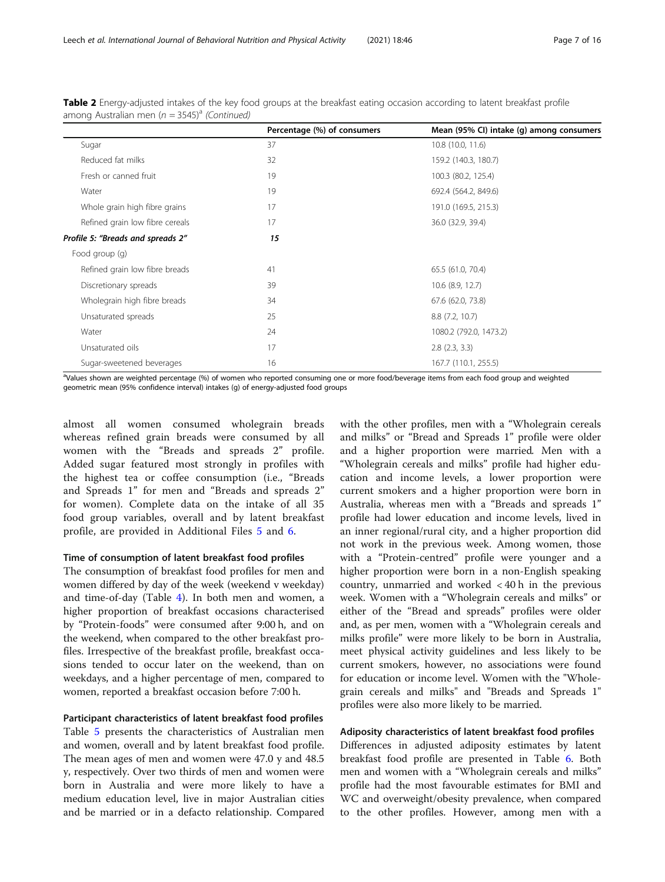**Table 2** Energy-adjusted intakes of the key food groups at the breakfast eating occasion according to latent breakfast profile among Australian men ($n = 3545$)[a] *(Continued)*

| | Percentage (%) of consumers | Mean (95% CI) intake (g) among consumers |
|---|---|---|
| Sugar | 37 | 10.8 (10.0, 11.6) |
| Reduced fat milks | 32 | 159.2 (140.3, 180.7) |
| Fresh or canned fruit | 19 | 100.3 (80.2, 125.4) |
| Water | 19 | 692.4 (564.2, 849.6) |
| Whole grain high fibre grains | 17 | 191.0 (169.5, 215.3) |
| Refined grain low fibre cereals | 17 | 36.0 (32.9, 39.4) |
| ***Profile 5: "Breads and spreads 2"*** | ***15*** | |
| Food group (g) | | |
| Refined grain low fibre breads | 41 | 65.5 (61.0, 70.4) |
| Discretionary spreads | 39 | 10.6 (8.9, 12.7) |
| Wholegrain high fibre breads | 34 | 67.6 (62.0, 73.8) |
| Unsaturated spreads | 25 | 8.8 (7.2, 10.7) |
| Water | 24 | 1080.2 (792.0, 1473.2) |
| Unsaturated oils | 17 | 2.8 (2.3, 3.3) |
| Sugar-sweetened beverages | 16 | 167.7 (110.1, 255.5) |

[a]Values shown are weighted percentage (%) of women who reported consuming one or more food/beverage items from each food group and weighted geometric mean (95% confidence interval) intakes (g) of energy-adjusted food groups

almost all women consumed wholegrain breads whereas refined grain breads were consumed by all women with the "Breads and spreads 2" profile. Added sugar featured most strongly in profiles with the highest tea or coffee consumption (i.e., "Breads and Spreads 1" for men and "Breads and spreads 2" for women). Complete data on the intake of all 35 food group variables, overall and by latent breakfast profile, are provided in Additional Files 5 and 6.

#### Time of consumption of latent breakfast food profiles

The consumption of breakfast food profiles for men and women differed by day of the week (weekend v weekday) and time-of-day (Table 4). In both men and women, a higher proportion of breakfast occasions characterised by "Protein-foods" were consumed after 9:00 h, and on the weekend, when compared to the other breakfast profiles. Irrespective of the breakfast profile, breakfast occasions tended to occur later on the weekend, than on weekdays, and a higher percentage of men, compared to women, reported a breakfast occasion before 7:00 h.

#### Participant characteristics of latent breakfast food profiles

Table 5 presents the characteristics of Australian men and women, overall and by latent breakfast food profile. The mean ages of men and women were 47.0 y and 48.5 y, respectively. Over two thirds of men and women were born in Australia and were more likely to have a medium education level, live in major Australian cities and be married or in a defacto relationship. Compared with the other profiles, men with a "Wholegrain cereals and milks" or "Bread and Spreads 1" profile were older and a higher proportion were married. Men with a "Wholegrain cereals and milks" profile had higher education and income levels, a lower proportion were current smokers and a higher proportion were born in Australia, whereas men with a "Breads and spreads 1" profile had lower education and income levels, lived in an inner regional/rural city, and a higher proportion did not work in the previous week. Among women, those with a "Protein-centred" profile were younger and a higher proportion were born in a non-English speaking country, unmarried and worked < 40 h in the previous week. Women with a "Wholegrain cereals and milks" or either of the "Bread and spreads" profiles were older and, as per men, women with a "Wholegrain cereals and milks profile" were more likely to be born in Australia, meet physical activity guidelines and less likely to be current smokers, however, no associations were found for education or income level. Women with the "Wholegrain cereals and milks" and "Breads and Spreads 1" profiles were also more likely to be married.

#### Adiposity characteristics of latent breakfast food profiles

Differences in adjusted adiposity estimates by latent breakfast food profile are presented in Table 6. Both men and women with a "Wholegrain cereals and milks" profile had the most favourable estimates for BMI and WC and overweight/obesity prevalence, when compared to the other profiles. However, among men with a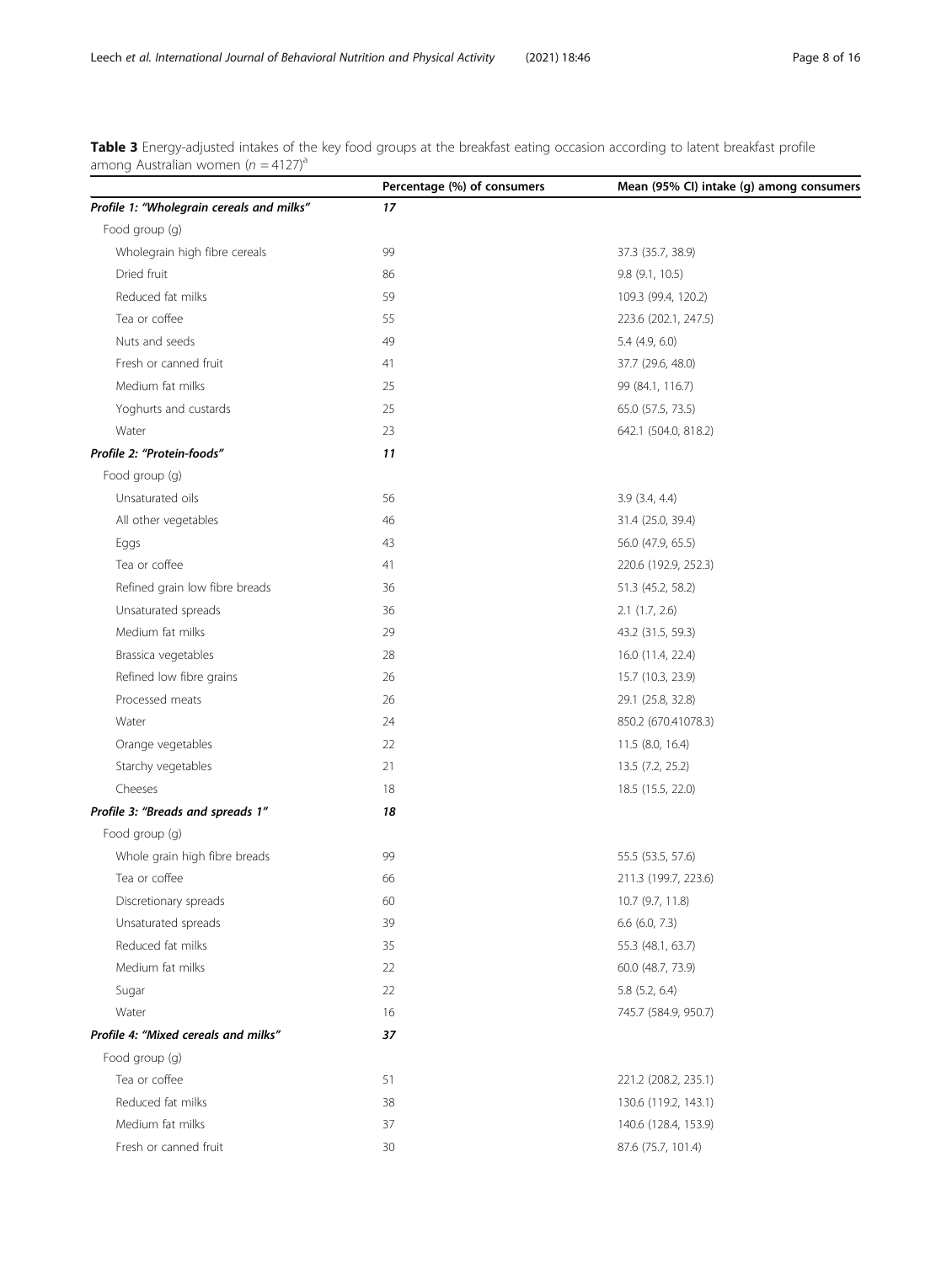**Table 3** Energy-adjusted intakes of the key food groups at the breakfast eating occasion according to latent breakfast profile among Australian women ($n = 4127$)[a]

| | Percentage (%) of consumers | Mean (95% CI) intake (g) among consumers |
|---|---|---|
| ***Profile 1: "Wholegrain cereals and milks"*** | ***17*** | |
| Food group (g) | | |
| Wholegrain high fibre cereals | 99 | 37.3 (35.7, 38.9) |
| Dried fruit | 86 | 9.8 (9.1, 10.5) |
| Reduced fat milks | 59 | 109.3 (99.4, 120.2) |
| Tea or coffee | 55 | 223.6 (202.1, 247.5) |
| Nuts and seeds | 49 | 5.4 (4.9, 6.0) |
| Fresh or canned fruit | 41 | 37.7 (29.6, 48.0) |
| Medium fat milks | 25 | 99 (84.1, 116.7) |
| Yoghurts and custards | 25 | 65.0 (57.5, 73.5) |
| Water | 23 | 642.1 (504.0, 818.2) |
| ***Profile 2: "Protein-foods"*** | ***11*** | |
| Food group (g) | | |
| Unsaturated oils | 56 | 3.9 (3.4, 4.4) |
| All other vegetables | 46 | 31.4 (25.0, 39.4) |
| Eggs | 43 | 56.0 (47.9, 65.5) |
| Tea or coffee | 41 | 220.6 (192.9, 252.3) |
| Refined grain low fibre breads | 36 | 51.3 (45.2, 58.2) |
| Unsaturated spreads | 36 | 2.1 (1.7, 2.6) |
| Medium fat milks | 29 | 43.2 (31.5, 59.3) |
| Brassica vegetables | 28 | 16.0 (11.4, 22.4) |
| Refined low fibre grains | 26 | 15.7 (10.3, 23.9) |
| Processed meats | 26 | 29.1 (25.8, 32.8) |
| Water | 24 | 850.2 (670.41078.3) |
| Orange vegetables | 22 | 11.5 (8.0, 16.4) |
| Starchy vegetables | 21 | 13.5 (7.2, 25.2) |
| Cheeses | 18 | 18.5 (15.5, 22.0) |
| ***Profile 3: "Breads and spreads 1"*** | ***18*** | |
| Food group (g) | | |
| Whole grain high fibre breads | 99 | 55.5 (53.5, 57.6) |
| Tea or coffee | 66 | 211.3 (199.7, 223.6) |
| Discretionary spreads | 60 | 10.7 (9.7, 11.8) |
| Unsaturated spreads | 39 | 6.6 (6.0, 7.3) |
| Reduced fat milks | 35 | 55.3 (48.1, 63.7) |
| Medium fat milks | 22 | 60.0 (48.7, 73.9) |
| Sugar | 22 | 5.8 (5.2, 6.4) |
| Water | 16 | 745.7 (584.9, 950.7) |
| ***Profile 4: "Mixed cereals and milks"*** | ***37*** | |
| Food group (g) | | |
| Tea or coffee | 51 | 221.2 (208.2, 235.1) |
| Reduced fat milks | 38 | 130.6 (119.2, 143.1) |
| Medium fat milks | 37 | 140.6 (128.4, 153.9) |
| Fresh or canned fruit | 30 | 87.6 (75.7, 101.4) |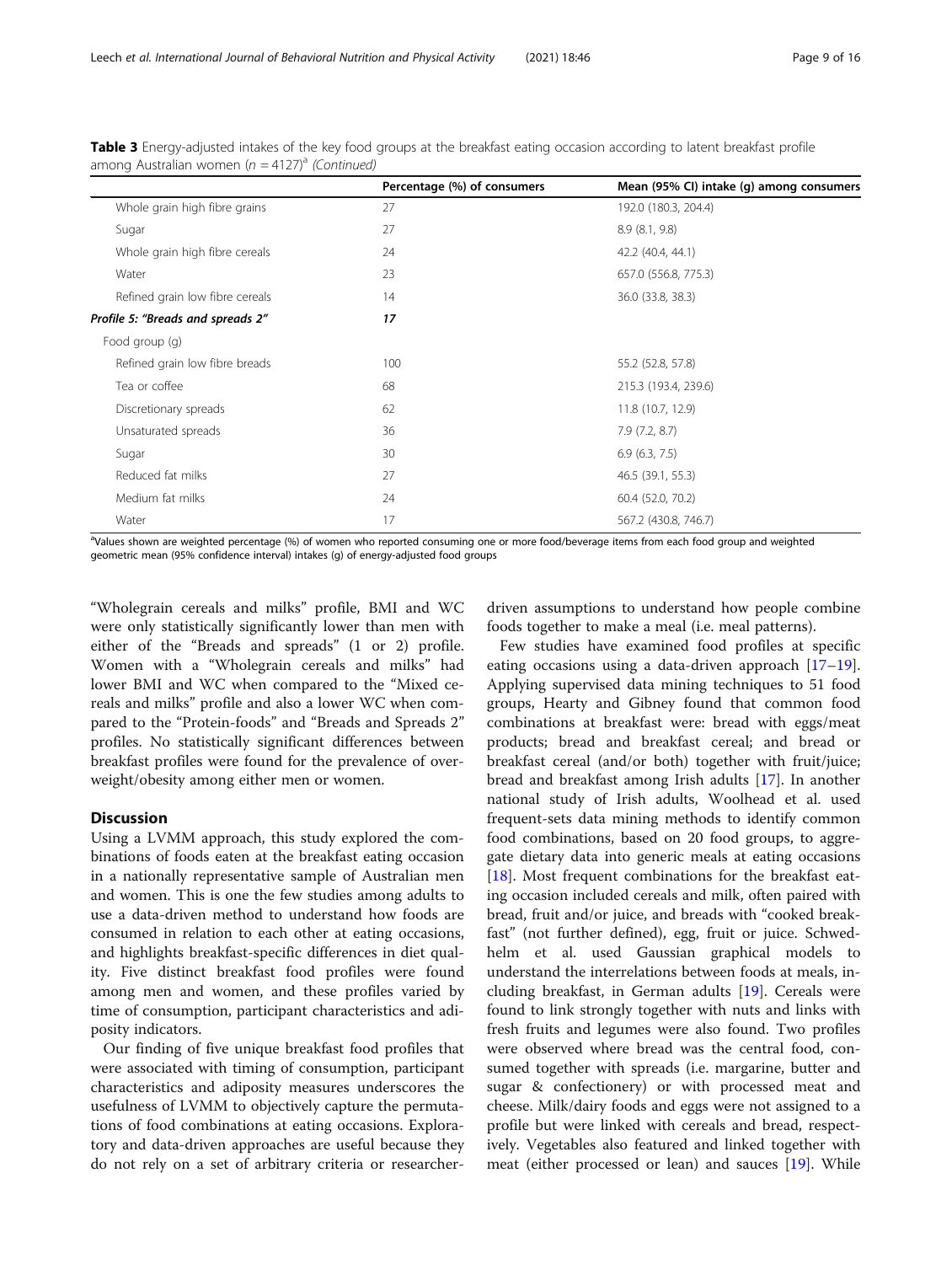**Table 3** Energy-adjusted intakes of the key food groups at the breakfast eating occasion according to latent breakfast profile among Australian women ($n$ = 4127)[a] *(Continued)*

| | Percentage (%) of consumers | Mean (95% CI) intake (g) among consumers |
|---|---|---|
| Whole grain high fibre grains | 27 | 192.0 (180.3, 204.4) |
| Sugar | 27 | 8.9 (8.1, 9.8) |
| Whole grain high fibre cereals | 24 | 42.2 (40.4, 44.1) |
| Water | 23 | 657.0 (556.8, 775.3) |
| Refined grain low fibre cereals | 14 | 36.0 (33.8, 38.3) |
| ***Profile 5: "Breads and spreads 2"*** | ***17*** | |
| Food group (g) | | |
| Refined grain low fibre breads | 100 | 55.2 (52.8, 57.8) |
| Tea or coffee | 68 | 215.3 (193.4, 239.6) |
| Discretionary spreads | 62 | 11.8 (10.7, 12.9) |
| Unsaturated spreads | 36 | 7.9 (7.2, 8.7) |
| Sugar | 30 | 6.9 (6.3, 7.5) |
| Reduced fat milks | 27 | 46.5 (39.1, 55.3) |
| Medium fat milks | 24 | 60.4 (52.0, 70.2) |
| Water | 17 | 567.2 (430.8, 746.7) |

[a]Values shown are weighted percentage (%) of women who reported consuming one or more food/beverage items from each food group and weighted geometric mean (95% confidence interval) intakes (g) of energy-adjusted food groups

"Wholegrain cereals and milks" profile, BMI and WC were only statistically significantly lower than men with either of the "Breads and spreads" (1 or 2) profile. Women with a "Wholegrain cereals and milks" had lower BMI and WC when compared to the "Mixed cereals and milks" profile and also a lower WC when compared to the "Protein-foods" and "Breads and Spreads 2" profiles. No statistically significant differences between breakfast profiles were found for the prevalence of overweight/obesity among either men or women.

## Discussion

Using a LVMM approach, this study explored the combinations of foods eaten at the breakfast eating occasion in a nationally representative sample of Australian men and women. This is one the few studies among adults to use a data-driven method to understand how foods are consumed in relation to each other at eating occasions, and highlights breakfast-specific differences in diet quality. Five distinct breakfast food profiles were found among men and women, and these profiles varied by time of consumption, participant characteristics and adiposity indicators.

Our finding of five unique breakfast food profiles that were associated with timing of consumption, participant characteristics and adiposity measures underscores the usefulness of LVMM to objectively capture the permutations of food combinations at eating occasions. Exploratory and data-driven approaches are useful because they do not rely on a set of arbitrary criteria or researcher-driven assumptions to understand how people combine foods together to make a meal (i.e. meal patterns).

Few studies have examined food profiles at specific eating occasions using a data-driven approach [17–19]. Applying supervised data mining techniques to 51 food groups, Hearty and Gibney found that common food combinations at breakfast were: bread with eggs/meat products; bread and breakfast cereal; and bread or breakfast cereal (and/or both) together with fruit/juice; bread and breakfast among Irish adults [17]. In another national study of Irish adults, Woolhead et al. used frequent-sets data mining methods to identify common food combinations, based on 20 food groups, to aggregate dietary data into generic meals at eating occasions [18]. Most frequent combinations for the breakfast eating occasion included cereals and milk, often paired with bread, fruit and/or juice, and breads with "cooked breakfast" (not further defined), egg, fruit or juice. Schwedhelm et al. used Gaussian graphical models to understand the interrelations between foods at meals, including breakfast, in German adults [19]. Cereals were found to link strongly together with nuts and links with fresh fruits and legumes were also found. Two profiles were observed where bread was the central food, consumed together with spreads (i.e. margarine, butter and sugar & confectionery) or with processed meat and cheese. Milk/dairy foods and eggs were not assigned to a profile but were linked with cereals and bread, respectively. Vegetables also featured and linked together with meat (either processed or lean) and sauces [19]. While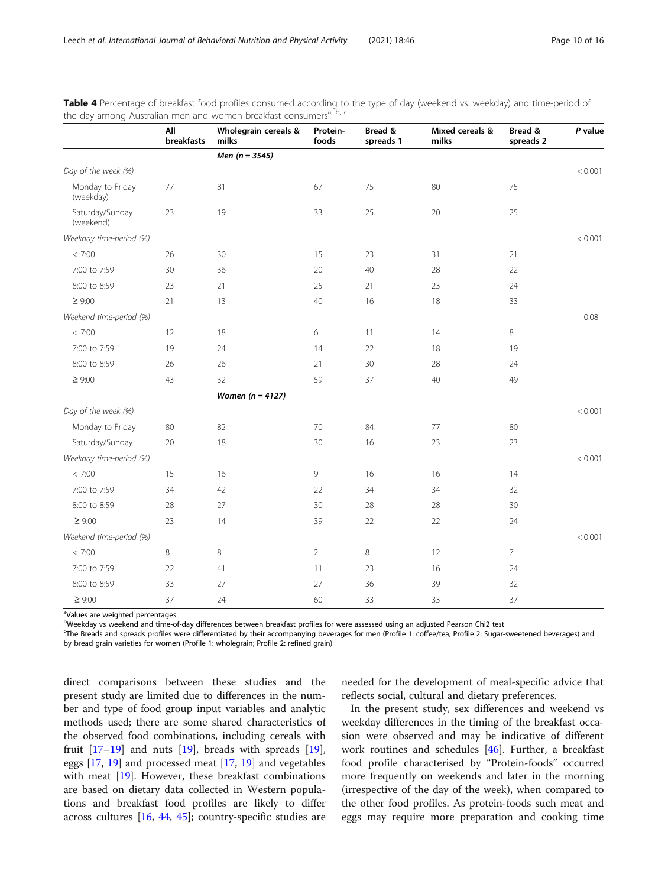**Table 4** Percentage of breakfast food profiles consumed according to the type of day (weekend vs. weekday) and time-period of the day among Australian men and women breakfast consumers[a, b, c]

| | All breakfasts | Wholegrain cereals & milks | Protein-foods | Bread & spreads 1 | Mixed cereals & milks | Bread & spreads 2 | *P* value |
|---|---|---|---|---|---|---|---|
| | | ***Men (n = 3545)*** | | | | | |
| *Day of the week (%)* | | | | | | | < 0.001 |
| Monday to Friday (weekday) | 77 | 81 | 67 | 75 | 80 | 75 | |
| Saturday/Sunday (weekend) | 23 | 19 | 33 | 25 | 20 | 25 | |
| *Weekday time-period (%)* | | | | | | | < 0.001 |
| < 7:00 | 26 | 30 | 15 | 23 | 31 | 21 | |
| 7:00 to 7:59 | 30 | 36 | 20 | 40 | 28 | 22 | |
| 8:00 to 8:59 | 23 | 21 | 25 | 21 | 23 | 24 | |
| ≥ 9:00 | 21 | 13 | 40 | 16 | 18 | 33 | |
| *Weekend time-period (%)* | | | | | | | 0.08 |
| < 7:00 | 12 | 18 | 6 | 11 | 14 | 8 | |
| 7:00 to 7:59 | 19 | 24 | 14 | 22 | 18 | 19 | |
| 8:00 to 8:59 | 26 | 26 | 21 | 30 | 28 | 24 | |
| ≥ 9:00 | 43 | 32 | 59 | 37 | 40 | 49 | |
| | | ***Women (n = 4127)*** | | | | | |
| *Day of the week (%)* | | | | | | | < 0.001 |
| Monday to Friday | 80 | 82 | 70 | 84 | 77 | 80 | |
| Saturday/Sunday | 20 | 18 | 30 | 16 | 23 | 23 | |
| *Weekday time-period (%)* | | | | | | | < 0.001 |
| < 7:00 | 15 | 16 | 9 | 16 | 16 | 14 | |
| 7:00 to 7:59 | 34 | 42 | 22 | 34 | 34 | 32 | |
| 8:00 to 8:59 | 28 | 27 | 30 | 28 | 28 | 30 | |
| ≥ 9:00 | 23 | 14 | 39 | 22 | 22 | 24 | |
| *Weekend time-period (%)* | | | | | | | < 0.001 |
| < 7:00 | 8 | 8 | 2 | 8 | 12 | 7 | |
| 7:00 to 7:59 | 22 | 41 | 11 | 23 | 16 | 24 | |
| 8:00 to 8:59 | 33 | 27 | 27 | 36 | 39 | 32 | |
| ≥ 9:00 | 37 | 24 | 60 | 33 | 33 | 37 | |

[a]Values are weighted percentages

[b]Weekday vs weekend and time-of-day differences between breakfast profiles for were assessed using an adjusted Pearson Chi2 test

[c]The Breads and spreads profiles were differentiated by their accompanying beverages for men (Profile 1: coffee/tea; Profile 2: Sugar-sweetened beverages) and by bread grain varieties for women (Profile 1: wholegrain; Profile 2: refined grain)

direct comparisons between these studies and the present study are limited due to differences in the number and type of food group input variables and analytic methods used; there are some shared characteristics of the observed food combinations, including cereals with fruit [17–19] and nuts [19], breads with spreads [19], eggs [17, 19] and processed meat [17, 19] and vegetables with meat [19]. However, these breakfast combinations are based on dietary data collected in Western populations and breakfast food profiles are likely to differ across cultures [16, 44, 45]; country-specific studies are needed for the development of meal-specific advice that reflects social, cultural and dietary preferences.

In the present study, sex differences and weekend vs weekday differences in the timing of the breakfast occasion were observed and may be indicative of different work routines and schedules [46]. Further, a breakfast food profile characterised by "Protein-foods" occurred more frequently on weekends and later in the morning (irrespective of the day of the week), when compared to the other food profiles. As protein-foods such meat and eggs may require more preparation and cooking time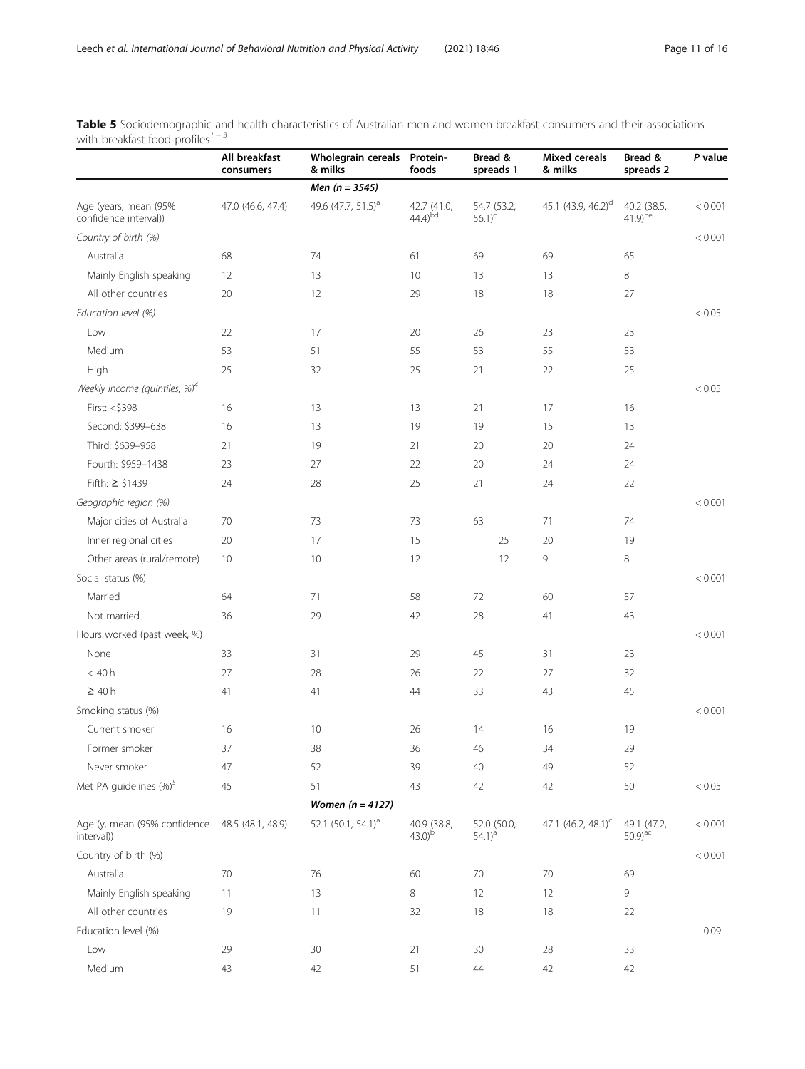**Table 5** Sociodemographic and health characteristics of Australian men and women breakfast consumers and their associations with breakfast food profiles[1–3]

| | All breakfast consumers | Wholegrain cereals & milks | Protein-foods | Bread & spreads 1 | Mixed cereals & milks | Bread & spreads 2 | P value |
|---|---|---|---|---|---|---|---|
| | | *Men (n = 3545)* | | | | | |
| Age (years, mean (95% confidence interval)) | 47.0 (46.6, 47.4) | 49.6 (47.7, 51.5)[a] | 42.7 (41.0, 44.4)[bd] | 54.7 (53.2, 56.1)[c] | 45.1 (43.9, 46.2)[d] | 40.2 (38.5, 41.9)[be] | < 0.001 |
| *Country of birth (%)* | | | | | | | < 0.001 |
| Australia | 68 | 74 | 61 | 69 | 69 | 65 | |
| Mainly English speaking | 12 | 13 | 10 | 13 | 13 | 8 | |
| All other countries | 20 | 12 | 29 | 18 | 18 | 27 | |
| *Education level (%)* | | | | | | | < 0.05 |
| Low | 22 | 17 | 20 | 26 | 23 | 23 | |
| Medium | 53 | 51 | 55 | 53 | 55 | 53 | |
| High | 25 | 32 | 25 | 21 | 22 | 25 | |
| *Weekly income (quintiles, %)*[4] | | | | | | | < 0.05 |
| First: <$398 | 16 | 13 | 13 | 21 | 17 | 16 | |
| Second: $399–638 | 16 | 13 | 19 | 19 | 15 | 13 | |
| Third: $639–958 | 21 | 19 | 21 | 20 | 20 | 24 | |
| Fourth: $959–1438 | 23 | 27 | 22 | 20 | 24 | 24 | |
| Fifth: ≥ $1439 | 24 | 28 | 25 | 21 | 24 | 22 | |
| *Geographic region (%)* | | | | | | | < 0.001 |
| Major cities of Australia | 70 | 73 | 73 | 63 | 71 | 74 | |
| Inner regional cities | 20 | 17 | 15 | 25 | 20 | 19 | |
| Other areas (rural/remote) | 10 | 10 | 12 | 12 | 9 | 8 | |
| Social status (%) | | | | | | | < 0.001 |
| Married | 64 | 71 | 58 | 72 | 60 | 57 | |
| Not married | 36 | 29 | 42 | 28 | 41 | 43 | |
| Hours worked (past week, %) | | | | | | | < 0.001 |
| None | 33 | 31 | 29 | 45 | 31 | 23 | |
| < 40 h | 27 | 28 | 26 | 22 | 27 | 32 | |
| ≥ 40 h | 41 | 41 | 44 | 33 | 43 | 45 | |
| Smoking status (%) | | | | | | | < 0.001 |
| Current smoker | 16 | 10 | 26 | 14 | 16 | 19 | |
| Former smoker | 37 | 38 | 36 | 46 | 34 | 29 | |
| Never smoker | 47 | 52 | 39 | 40 | 49 | 52 | |
| Met PA guidelines (%)[5] | 45 | 51 | 43 | 42 | 42 | 50 | < 0.05 |
| | | *Women (n = 4127)* | | | | | |
| Age (y, mean (95% confidence interval)) | 48.5 (48.1, 48.9) | 52.1 (50.1, 54.1)[a] | 40.9 (38.8, 43.0)[b] | 52.0 (50.0, 54.1)[a] | 47.1 (46.2, 48.1)[c] | 49.1 (47.2, 50.9)[ac] | < 0.001 |
| Country of birth (%) | | | | | | | < 0.001 |
| Australia | 70 | 76 | 60 | 70 | 70 | 69 | |
| Mainly English speaking | 11 | 13 | 8 | 12 | 12 | 9 | |
| All other countries | 19 | 11 | 32 | 18 | 18 | 22 | |
| Education level (%) | | | | | | | 0.09 |
| Low | 29 | 30 | 21 | 30 | 28 | 33 | |
| Medium | 43 | 42 | 51 | 44 | 42 | 42 | |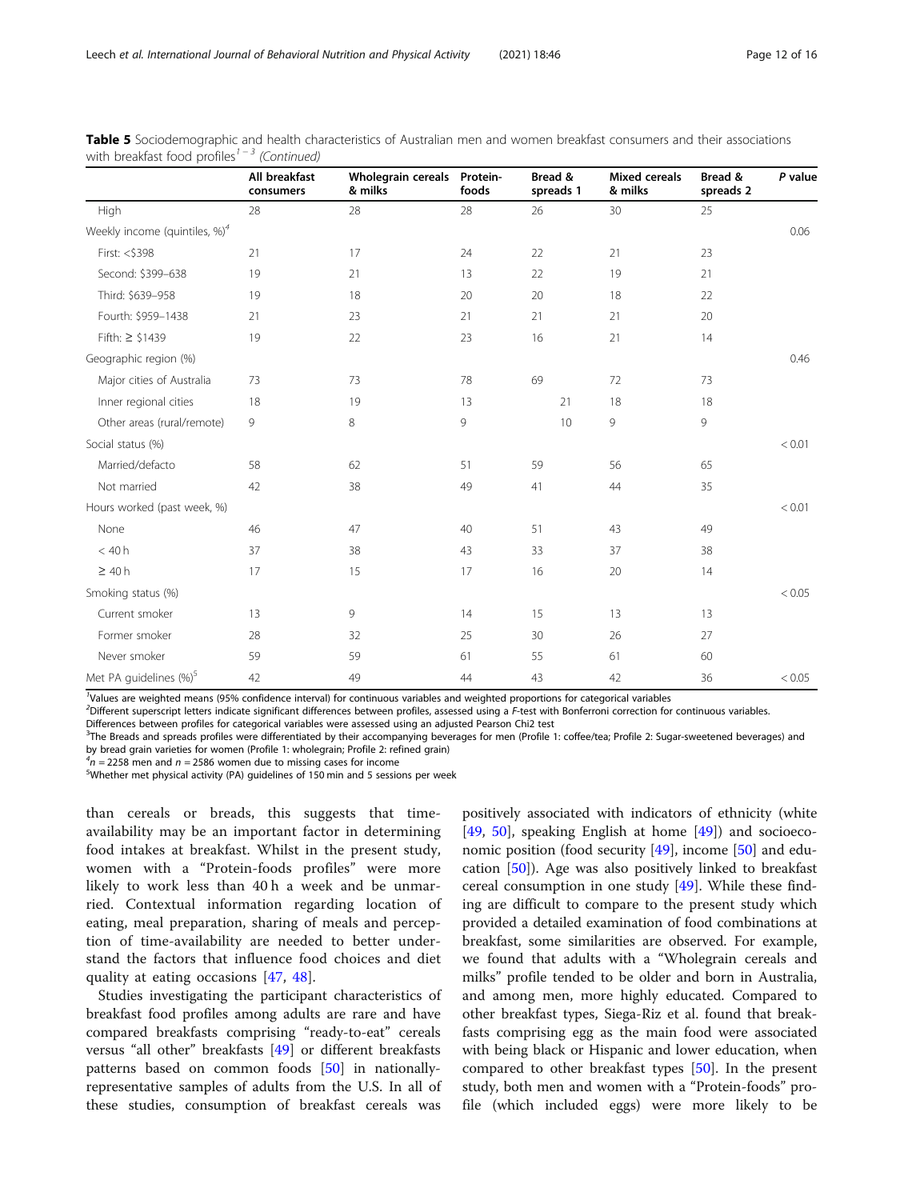**Table 5** Sociodemographic and health characteristics of Australian men and women breakfast consumers and their associations with breakfast food profiles[1–3] *(Continued)*

| | All breakfast consumers | Wholegrain cereals & milks | Protein-foods | Bread & spreads 1 | Mixed cereals & milks | Bread & spreads 2 | P value |
|---|---|---|---|---|---|---|---|
| High | 28 | 28 | 28 | 26 | 30 | 25 | |
| Weekly income (quintiles, %)[4] | | | | | | | 0.06 |
| First: <$398 | 21 | 17 | 24 | 22 | 21 | 23 | |
| Second: $399–638 | 19 | 21 | 13 | 22 | 19 | 21 | |
| Third: $639–958 | 19 | 18 | 20 | 20 | 18 | 22 | |
| Fourth: $959–1438 | 21 | 23 | 21 | 21 | 21 | 20 | |
| Fifth: ≥ $1439 | 19 | 22 | 23 | 16 | 21 | 14 | |
| Geographic region (%) | | | | | | | 0.46 |
| Major cities of Australia | 73 | 73 | 78 | 69 | 72 | 73 | |
| Inner regional cities | 18 | 19 | 13 | 21 | 18 | 18 | |
| Other areas (rural/remote) | 9 | 8 | 9 | 10 | 9 | 9 | |
| Social status (%) | | | | | | | < 0.01 |
| Married/defacto | 58 | 62 | 51 | 59 | 56 | 65 | |
| Not married | 42 | 38 | 49 | 41 | 44 | 35 | |
| Hours worked (past week, %) | | | | | | | < 0.01 |
| None | 46 | 47 | 40 | 51 | 43 | 49 | |
| < 40 h | 37 | 38 | 43 | 33 | 37 | 38 | |
| ≥ 40 h | 17 | 15 | 17 | 16 | 20 | 14 | |
| Smoking status (%) | | | | | | | < 0.05 |
| Current smoker | 13 | 9 | 14 | 15 | 13 | 13 | |
| Former smoker | 28 | 32 | 25 | 30 | 26 | 27 | |
| Never smoker | 59 | 59 | 61 | 55 | 61 | 60 | |
| Met PA guidelines (%)[5] | 42 | 49 | 44 | 43 | 42 | 36 | < 0.05 |

[1]Values are weighted means (95% confidence interval) for continuous variables and weighted proportions for categorical variables
[2]Different superscript letters indicate significant differences between profiles, assessed using a *F*-test with Bonferroni correction for continuous variables. Differences between profiles for categorical variables were assessed using an adjusted Pearson Chi2 test
[3]The Breads and spreads profiles were differentiated by their accompanying beverages for men (Profile 1: coffee/tea; Profile 2: Sugar-sweetened beverages) and by bread grain varieties for women (Profile 1: wholegrain; Profile 2: refined grain)
[4]$n$ = 2258 men and $n$ = 2586 women due to missing cases for income
[5]Whether met physical activity (PA) guidelines of 150 min and 5 sessions per week

than cereals or breads, this suggests that time-availability may be an important factor in determining food intakes at breakfast. Whilst in the present study, women with a "Protein-foods profiles" were more likely to work less than 40 h a week and be unmarried. Contextual information regarding location of eating, meal preparation, sharing of meals and perception of time-availability are needed to better understand the factors that influence food choices and diet quality at eating occasions [47, 48].

Studies investigating the participant characteristics of breakfast food profiles among adults are rare and have compared breakfasts comprising "ready-to-eat" cereals versus "all other" breakfasts [49] or different breakfasts patterns based on common foods [50] in nationally-representative samples of adults from the U.S. In all of these studies, consumption of breakfast cereals was positively associated with indicators of ethnicity (white [49, 50], speaking English at home [49]) and socioeconomic position (food security [49], income [50] and education [50]). Age was also positively linked to breakfast cereal consumption in one study [49]. While these finding are difficult to compare to the present study which provided a detailed examination of food combinations at breakfast, some similarities are observed. For example, we found that adults with a "Wholegrain cereals and milks" profile tended to be older and born in Australia, and among men, more highly educated. Compared to other breakfast types, Siega-Riz et al. found that breakfasts comprising egg as the main food were associated with being black or Hispanic and lower education, when compared to other breakfast types [50]. In the present study, both men and women with a "Protein-foods" profile (which included eggs) were more likely to be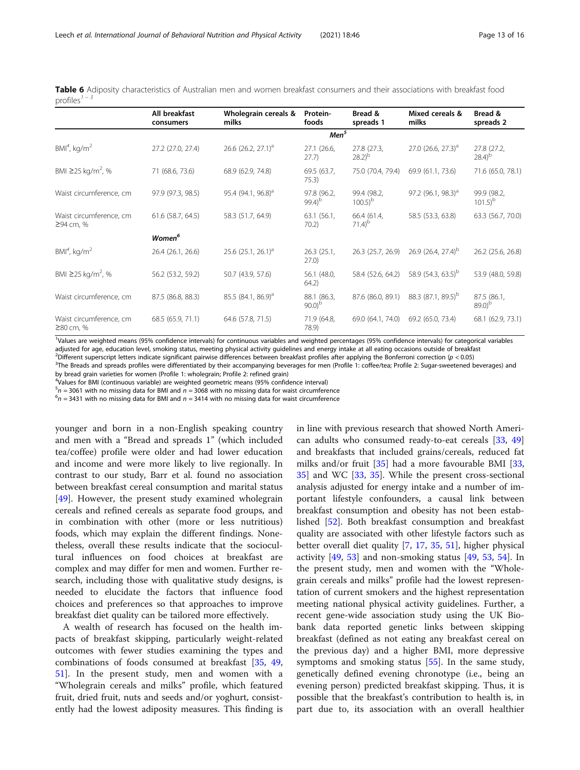**Table 6** Adiposity characteristics of Australian men and women breakfast consumers and their associations with breakfast food profiles[1–3]

| | All breakfast consumers | Wholegrain cereals & milks | Protein-foods | Bread & spreads 1 | Mixed cereals & milks | Bread & spreads 2 |
|---|---|---|---|---|---|---|
| | | | *Men*[5] | | | |
| BMI[4], kg/m$^2$ | 27.2 (27.0, 27.4) | 26.6 (26.2, 27.1)[a] | 27.1 (26.6, 27.7) | 27.8 (27.3, 28.2)[b] | 27.0 (26.6, 27.3)[a] | 27.8 (27.2, 28.4)[b] |
| BMI ≥25 kg/m$^2$, % | 71 (68.6, 73.6) | 68.9 (62.9, 74.8) | 69.5 (63.7, 75.3) | 75.0 (70.4, 79.4) | 69.9 (61.1, 73.6) | 71.6 (65.0, 78.1) |
| Waist circumference, cm | 97.9 (97.3, 98.5) | 95.4 (94.1, 96.8)[a] | 97.8 (96.2, 99.4)[b] | 99.4 (98.2, 100.5)[b] | 97.2 (96.1, 98.3)[a] | 99.9 (98.2, 101.5)[b] |
| Waist circumference, cm ≥94 cm, % | 61.6 (58.7, 64.5) | 58.3 (51.7, 64.9) | 63.1 (56.1, 70.2) | 66.4 (61.4, 71.4)[b] | 58.5 (53.3, 63.8) | 63.3 (56.7, 70.0) |
| *Women*[6] | | | | | | |
| BMI[4], kg/m$^2$ | 26.4 (26.1, 26.6) | 25.6 (25.1, 26.1)[a] | 26.3 (25.1, 27.0) | 26.3 (25.7, 26.9) | 26.9 (26.4, 27.4)[b] | 26.2 (25.6, 26.8) |
| BMI ≥25 kg/m$^2$, % | 56.2 (53.2, 59.2) | 50.7 (43.9, 57.6) | 56.1 (48.0, 64.2) | 58.4 (52.6, 64.2) | 58.9 (54.3, 63.5)[b] | 53.9 (48.0, 59.8) |
| Waist circumference, cm | 87.5 (86.8, 88.3) | 85.5 (84.1, 86.9)[a] | 88.1 (86.3, 90.0)[b] | 87.6 (86.0, 89.1) | 88.3 (87.1, 89.5)[b] | 87.5 (86.1, 89.0)[b] |
| Waist circumference, cm ≥80 cm, % | 68.5 (65.9, 71.1) | 64.6 (57.8, 71.5) | 71.9 (64.8, 78.9) | 69.0 (64.1, 74.0) | 69.2 (65.0, 73.4) | 68.1 (62.9, 73.1) |

[1]Values are weighted means (95% confidence intervals) for continuous variables and weighted percentages (95% confidence intervals) for categorical variables adjusted for age, education level, smoking status, meeting physical activity guidelines and energy intake at all eating occasions outside of breakfast
[2]Different superscript letters indicate significant pairwise differences between breakfast profiles after applying the Bonferroni correction ($p < 0.05$)
[3]The Breads and spreads profiles were differentiated by their accompanying beverages for men (Profile 1: coffee/tea; Profile 2: Sugar-sweetened beverages) and by bread grain varieties for women (Profile 1: wholegrain; Profile 2: refined grain)
[4]Values for BMI (continuous variable) are weighted geometric means (95% confidence interval)
[5]$n = 3061$ with no missing data for BMI and $n = 3068$ with no missing data for waist circumference
[6]$n = 3431$ with no missing data for BMI and $n = 3414$ with no missing data for waist circumference

younger and born in a non-English speaking country and men with a "Bread and spreads 1" (which included tea/coffee) profile were older and had lower education and income and were more likely to live regionally. In contrast to our study, Barr et al. found no association between breakfast cereal consumption and marital status [49]. However, the present study examined wholegrain cereals and refined cereals as separate food groups, and in combination with other (more or less nutritious) foods, which may explain the different findings. Nonetheless, overall these results indicate that the sociocultural influences on food choices at breakfast are complex and may differ for men and women. Further research, including those with qualitative study designs, is needed to elucidate the factors that influence food choices and preferences so that approaches to improve breakfast diet quality can be tailored more effectively.

A wealth of research has focused on the health impacts of breakfast skipping, particularly weight-related outcomes with fewer studies examining the types and combinations of foods consumed at breakfast [35, 49, 51]. In the present study, men and women with a "Wholegrain cereals and milks" profile, which featured fruit, dried fruit, nuts and seeds and/or yoghurt, consistently had the lowest adiposity measures. This finding is in line with previous research that showed North American adults who consumed ready-to-eat cereals [33, 49] and breakfasts that included grains/cereals, reduced fat milks and/or fruit [35] had a more favourable BMI [33, 35] and WC [33, 35]. While the present cross-sectional analysis adjusted for energy intake and a number of important lifestyle confounders, a causal link between breakfast consumption and obesity has not been established [52]. Both breakfast consumption and breakfast quality are associated with other lifestyle factors such as better overall diet quality [7, 17, 35, 51], higher physical activity [49, 53] and non-smoking status [49, 53, 54]. In the present study, men and women with the "Wholegrain cereals and milks" profile had the lowest representation of current smokers and the highest representation meeting national physical activity guidelines. Further, a recent gene-wide association study using the UK Biobank data reported genetic links between skipping breakfast (defined as not eating any breakfast cereal on the previous day) and a higher BMI, more depressive symptoms and smoking status [55]. In the same study, genetically defined evening chronotype (i.e., being an evening person) predicted breakfast skipping. Thus, it is possible that the breakfast's contribution to health is, in part due to, its association with an overall healthier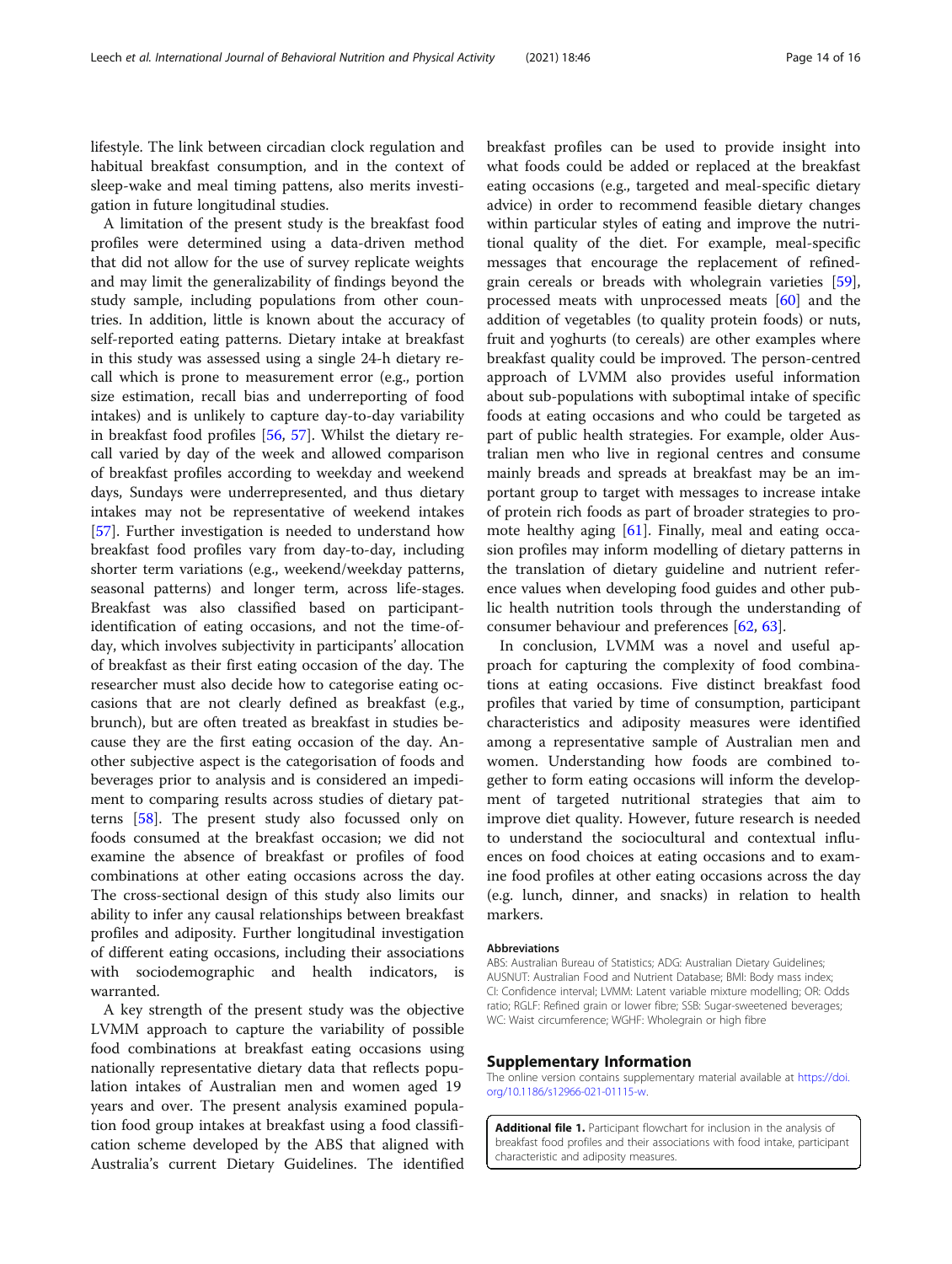lifestyle. The link between circadian clock regulation and habitual breakfast consumption, and in the context of sleep-wake and meal timing pattens, also merits investigation in future longitudinal studies.

A limitation of the present study is the breakfast food profiles were determined using a data-driven method that did not allow for the use of survey replicate weights and may limit the generalizability of findings beyond the study sample, including populations from other countries. In addition, little is known about the accuracy of self-reported eating patterns. Dietary intake at breakfast in this study was assessed using a single 24-h dietary recall which is prone to measurement error (e.g., portion size estimation, recall bias and underreporting of food intakes) and is unlikely to capture day-to-day variability in breakfast food profiles [56, 57]. Whilst the dietary recall varied by day of the week and allowed comparison of breakfast profiles according to weekday and weekend days, Sundays were underrepresented, and thus dietary intakes may not be representative of weekend intakes [57]. Further investigation is needed to understand how breakfast food profiles vary from day-to-day, including shorter term variations (e.g., weekend/weekday patterns, seasonal patterns) and longer term, across life-stages. Breakfast was also classified based on participant-identification of eating occasions, and not the time-of-day, which involves subjectivity in participants' allocation of breakfast as their first eating occasion of the day. The researcher must also decide how to categorise eating occasions that are not clearly defined as breakfast (e.g., brunch), but are often treated as breakfast in studies because they are the first eating occasion of the day. Another subjective aspect is the categorisation of foods and beverages prior to analysis and is considered an impediment to comparing results across studies of dietary patterns [58]. The present study also focussed only on foods consumed at the breakfast occasion; we did not examine the absence of breakfast or profiles of food combinations at other eating occasions across the day. The cross-sectional design of this study also limits our ability to infer any causal relationships between breakfast profiles and adiposity. Further longitudinal investigation of different eating occasions, including their associations with sociodemographic and health indicators, is warranted.

A key strength of the present study was the objective LVMM approach to capture the variability of possible food combinations at breakfast eating occasions using nationally representative dietary data that reflects population intakes of Australian men and women aged 19 years and over. The present analysis examined population food group intakes at breakfast using a food classification scheme developed by the ABS that aligned with Australia's current Dietary Guidelines. The identified breakfast profiles can be used to provide insight into what foods could be added or replaced at the breakfast eating occasions (e.g., targeted and meal-specific dietary advice) in order to recommend feasible dietary changes within particular styles of eating and improve the nutritional quality of the diet. For example, meal-specific messages that encourage the replacement of refined-grain cereals or breads with wholegrain varieties [59], processed meats with unprocessed meats [60] and the addition of vegetables (to quality protein foods) or nuts, fruit and yoghurts (to cereals) are other examples where breakfast quality could be improved. The person-centred approach of LVMM also provides useful information about sub-populations with suboptimal intake of specific foods at eating occasions and who could be targeted as part of public health strategies. For example, older Australian men who live in regional centres and consume mainly breads and spreads at breakfast may be an important group to target with messages to increase intake of protein rich foods as part of broader strategies to promote healthy aging [61]. Finally, meal and eating occasion profiles may inform modelling of dietary patterns in the translation of dietary guideline and nutrient reference values when developing food guides and other public health nutrition tools through the understanding of consumer behaviour and preferences [62, 63].

In conclusion, LVMM was a novel and useful approach for capturing the complexity of food combinations at eating occasions. Five distinct breakfast food profiles that varied by time of consumption, participant characteristics and adiposity measures were identified among a representative sample of Australian men and women. Understanding how foods are combined together to form eating occasions will inform the development of targeted nutritional strategies that aim to improve diet quality. However, future research is needed to understand the sociocultural and contextual influences on food choices at eating occasions and to examine food profiles at other eating occasions across the day (e.g. lunch, dinner, and snacks) in relation to health markers.

#### Abbreviations

ABS: Australian Bureau of Statistics; ADG: Australian Dietary Guidelines; AUSNUT: Australian Food and Nutrient Database; BMI: Body mass index; CI: Confidence interval; LVMM: Latent variable mixture modelling; OR: Odds ratio; RGLF: Refined grain or lower fibre; SSB: Sugar-sweetened beverages; WC: Waist circumference; WGHF: Wholegrain or high fibre

## Supplementary Information

The online version contains supplementary material available at https://doi.org/10.1186/s12966-021-01115-w.

**Additional file 1.** Participant flowchart for inclusion in the analysis of breakfast food profiles and their associations with food intake, participant characteristic and adiposity measures.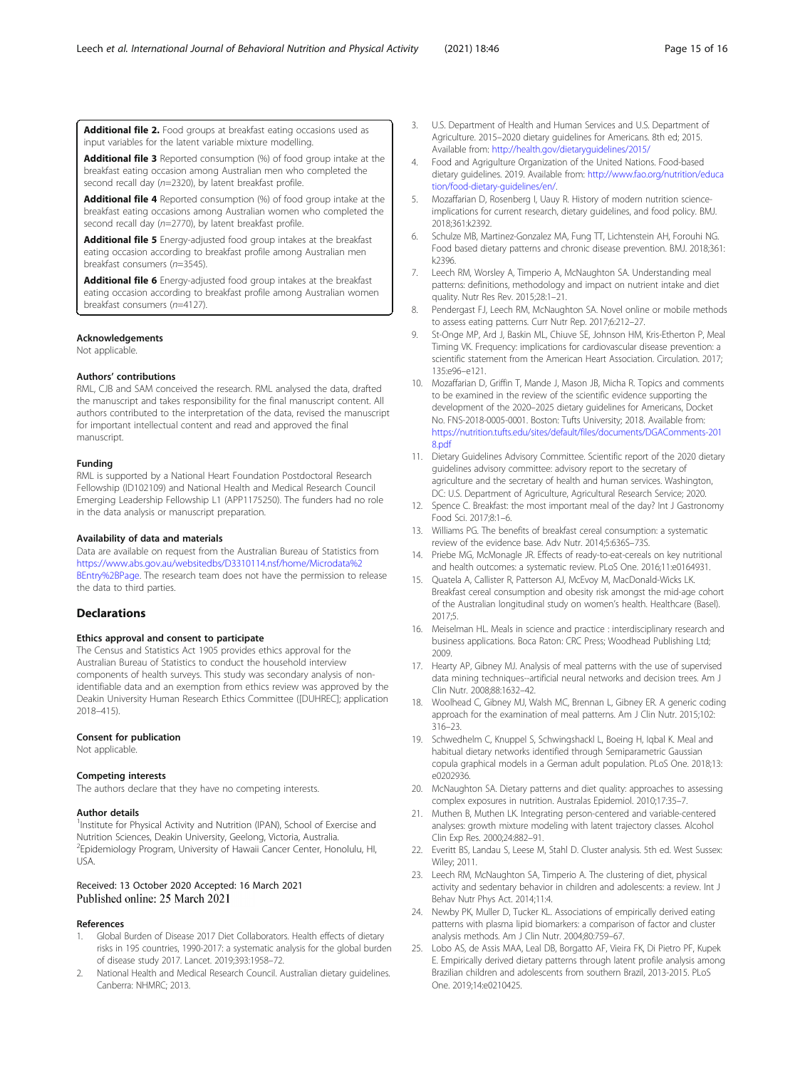**Additional file 2.** Food groups at breakfast eating occasions used as input variables for the latent variable mixture modelling.

**Additional file 3** Reported consumption (%) of food group intake at the breakfast eating occasion among Australian men who completed the second recall day (*n*=2320), by latent breakfast profile.

**Additional file 4** Reported consumption (%) of food group intake at the breakfast eating occasions among Australian women who completed the second recall day (*n*=2770), by latent breakfast profile.

**Additional file 5** Energy-adjusted food group intakes at the breakfast eating occasion according to breakfast profile among Australian men breakfast consumers (*n*=3545).

**Additional file 6** Energy-adjusted food group intakes at the breakfast eating occasion according to breakfast profile among Australian women breakfast consumers (*n*=4127).

### Acknowledgements

Not applicable.

### Authors' contributions

RML, CJB and SAM conceived the research. RML analysed the data, drafted the manuscript and takes responsibility for the final manuscript content. All authors contributed to the interpretation of the data, revised the manuscript for important intellectual content and read and approved the final manuscript.

### Funding

RML is supported by a National Heart Foundation Postdoctoral Research Fellowship (ID102109) and National Health and Medical Research Council Emerging Leadership Fellowship L1 (APP1175250). The funders had no role in the data analysis or manuscript preparation.

### Availability of data and materials

Data are available on request from the Australian Bureau of Statistics from https://www.abs.gov.au/websitedbs/D3310114.nsf/home/Microdata%2BEntry%2BPage. The research team does not have the permission to release the data to third parties.

## Declarations

### Ethics approval and consent to participate

The Census and Statistics Act 1905 provides ethics approval for the Australian Bureau of Statistics to conduct the household interview components of health surveys. This study was secondary analysis of non-identifiable data and an exemption from ethics review was approved by the Deakin University Human Research Ethics Committee ([DUHREC]; application 2018–415).

### Consent for publication

Not applicable.

### Competing interests

The authors declare that they have no competing interests.

### Author details

[1]Institute for Physical Activity and Nutrition (IPAN), School of Exercise and Nutrition Sciences, Deakin University, Geelong, Victoria, Australia. [2]Epidemiology Program, University of Hawaii Cancer Center, Honolulu, HI, USA.

Received: 13 October 2020 Accepted: 16 March 2021
Published online: 25 March 2021

### References

1. Global Burden of Disease 2017 Diet Collaborators. Health effects of dietary risks in 195 countries, 1990-2017: a systematic analysis for the global burden of disease study 2017. Lancet. 2019;393:1958–72.
2. National Health and Medical Research Council. Australian dietary guidelines. Canberra: NHMRC; 2013.
3. U.S. Department of Health and Human Services and U.S. Department of Agriculture. 2015–2020 dietary guidelines for Americans. 8th ed; 2015. Available from: http://health.gov/dietaryguidelines/2015/
4. Food and Agrigulture Organization of the United Nations. Food-based dietary guidelines. 2019. Available from: http://www.fao.org/nutrition/education/food-dietary-guidelines/en/.
5. Mozaffarian D, Rosenberg I, Uauy R. History of modern nutrition science-implications for current research, dietary guidelines, and food policy. BMJ. 2018;361:k2392.
6. Schulze MB, Martinez-Gonzalez MA, Fung TT, Lichtenstein AH, Forouhi NG. Food based dietary patterns and chronic disease prevention. BMJ. 2018;361:k2396.
7. Leech RM, Worsley A, Timperio A, McNaughton SA. Understanding meal patterns: definitions, methodology and impact on nutrient intake and diet quality. Nutr Res Rev. 2015;28:1–21.
8. Pendergast FJ, Leech RM, McNaughton SA. Novel online or mobile methods to assess eating patterns. Curr Nutr Rep. 2017;6:212–27.
9. St-Onge MP, Ard J, Baskin ML, Chiuve SE, Johnson HM, Kris-Etherton P, Meal Timing VK. Frequency: implications for cardiovascular disease prevention: a scientific statement from the American Heart Association. Circulation. 2017;135:e96–e121.
10. Mozaffarian D, Griffin T, Mande J, Mason JB, Micha R. Topics and comments to be examined in the review of the scientific evidence supporting the development of the 2020–2025 dietary guidelines for Americans, Docket No. FNS-2018-0005-0001. Boston: Tufts University; 2018. Available from: https://nutrition.tufts.edu/sites/default/files/documents/DGAComments-2018.pdf
11. Dietary Guidelines Advisory Committee. Scientific report of the 2020 dietary guidelines advisory committee: advisory report to the secretary of agriculture and the secretary of health and human services. Washington, DC: U.S. Department of Agriculture, Agricultural Research Service; 2020.
12. Spence C. Breakfast: the most important meal of the day? Int J Gastronomy Food Sci. 2017;8:1–6.
13. Williams PG. The benefits of breakfast cereal consumption: a systematic review of the evidence base. Adv Nutr. 2014;5:636S–73S.
14. Priebe MG, McMonagle JR. Effects of ready-to-eat-cereals on key nutritional and health outcomes: a systematic review. PLoS One. 2016;11:e0164931.
15. Quatela A, Callister R, Patterson AJ, McEvoy M, MacDonald-Wicks LK. Breakfast cereal consumption and obesity risk amongst the mid-age cohort of the Australian longitudinal study on women's health. Healthcare (Basel). 2017;5.
16. Meiselman HL. Meals in science and practice : interdisciplinary research and business applications. Boca Raton: CRC Press; Woodhead Publishing Ltd; 2009.
17. Hearty AP, Gibney MJ. Analysis of meal patterns with the use of supervised data mining techniques--artificial neural networks and decision trees. Am J Clin Nutr. 2008;88:1632–42.
18. Woolhead C, Gibney MJ, Walsh MC, Brennan L, Gibney ER. A generic coding approach for the examination of meal patterns. Am J Clin Nutr. 2015;102:316–23.
19. Schwedhelm C, Knuppel S, Schwingshackl L, Boeing H, Iqbal K. Meal and habitual dietary networks identified through Semiparametric Gaussian copula graphical models in a German adult population. PLoS One. 2018;13:e0202936.
20. McNaughton SA. Dietary patterns and diet quality: approaches to assessing complex exposures in nutrition. Australas Epidemiol. 2010;17:35–7.
21. Muthen B, Muthen LK. Integrating person-centered and variable-centered analyses: growth mixture modeling with latent trajectory classes. Alcohol Clin Exp Res. 2000;24:882–91.
22. Everitt BS, Landau S, Leese M, Stahl D. Cluster analysis. 5th ed. West Sussex: Wiley; 2011.
23. Leech RM, McNaughton SA, Timperio A. The clustering of diet, physical activity and sedentary behavior in children and adolescents: a review. Int J Behav Nutr Phys Act. 2014;11:4.
24. Newby PK, Muller D, Tucker KL. Associations of empirically derived eating patterns with plasma lipid biomarkers: a comparison of factor and cluster analysis methods. Am J Clin Nutr. 2004;80:759–67.
25. Lobo AS, de Assis MAA, Leal DB, Borgatto AF, Vieira FK, Di Pietro PF, Kupek E. Empirically derived dietary patterns through latent profile analysis among Brazilian children and adolescents from southern Brazil, 2013-2015. PLoS One. 2019;14:e0210425.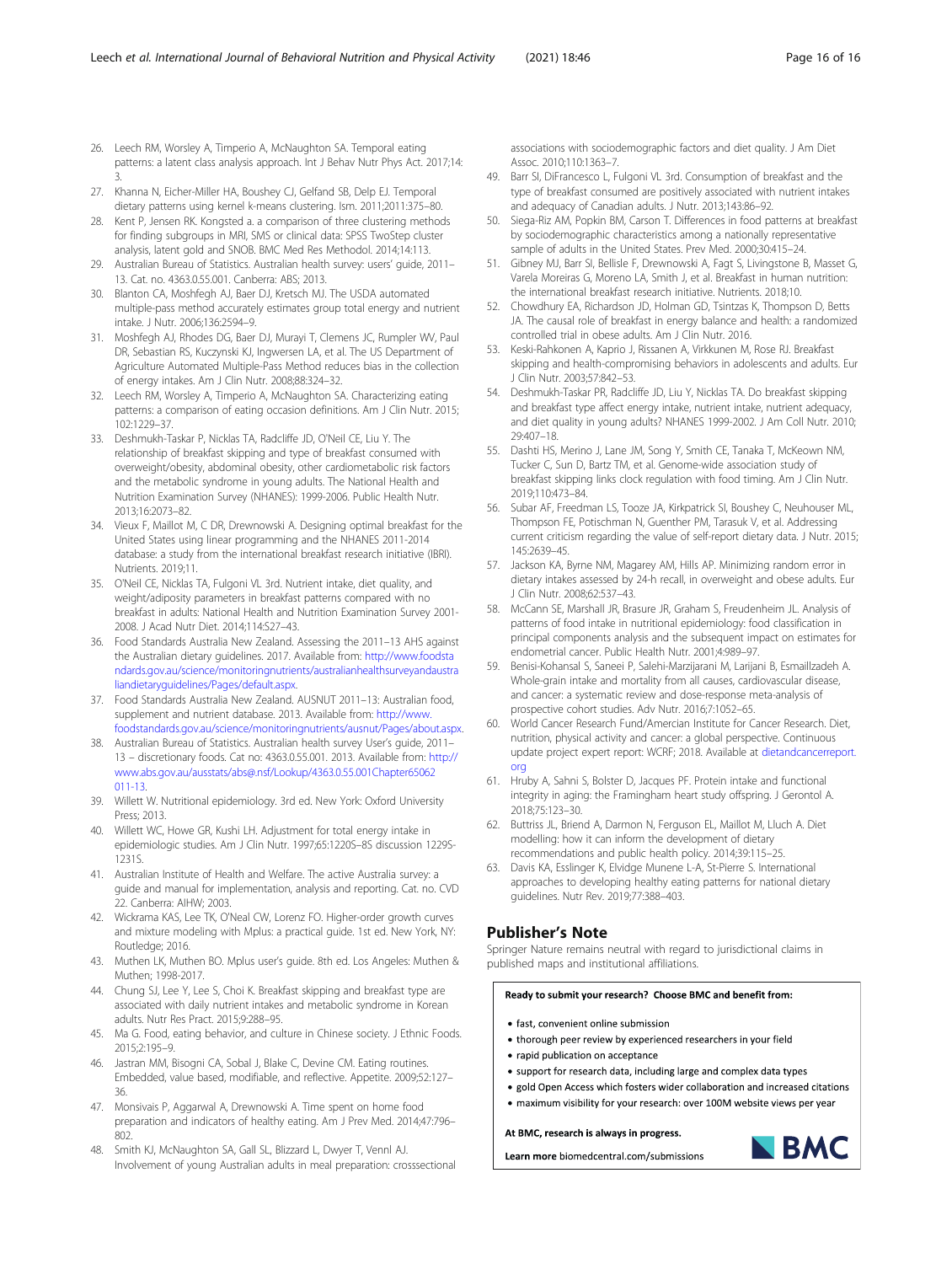26. Leech RM, Worsley A, Timperio A, McNaughton SA. Temporal eating patterns: a latent class analysis approach. Int J Behav Nutr Phys Act. 2017;14: 3.
27. Khanna N, Eicher-Miller HA, Boushey CJ, Gelfand SB, Delp EJ. Temporal dietary patterns using kernel k-means clustering. Ism. 2011;2011:375–80.
28. Kent P, Jensen RK. Kongsted a. a comparison of three clustering methods for finding subgroups in MRI, SMS or clinical data: SPSS TwoStep cluster analysis, latent gold and SNOB. BMC Med Res Methodol. 2014;14:113.
29. Australian Bureau of Statistics. Australian health survey: users' guide, 2011–13. Cat. no. 4363.0.55.001. Canberra: ABS; 2013.
30. Blanton CA, Moshfegh AJ, Baer DJ, Kretsch MJ. The USDA automated multiple-pass method accurately estimates group total energy and nutrient intake. J Nutr. 2006;136:2594–9.
31. Moshfegh AJ, Rhodes DG, Baer DJ, Murayi T, Clemens JC, Rumpler WV, Paul DR, Sebastian RS, Kuczynski KJ, Ingwersen LA, et al. The US Department of Agriculture Automated Multiple-Pass Method reduces bias in the collection of energy intakes. Am J Clin Nutr. 2008;88:324–32.
32. Leech RM, Worsley A, Timperio A, McNaughton SA. Characterizing eating patterns: a comparison of eating occasion definitions. Am J Clin Nutr. 2015; 102:1229–37.
33. Deshmukh-Taskar P, Nicklas TA, Radcliffe JD, O'Neil CE, Liu Y. The relationship of breakfast skipping and type of breakfast consumed with overweight/obesity, abdominal obesity, other cardiometabolic risk factors and the metabolic syndrome in young adults. The National Health and Nutrition Examination Survey (NHANES): 1999-2006. Public Health Nutr. 2013;16:2073–82.
34. Vieux F, Maillot M, C DR, Drewnowski A. Designing optimal breakfast for the United States using linear programming and the NHANES 2011-2014 database: a study from the international breakfast research initiative (IBRI). Nutrients. 2019;11.
35. O'Neil CE, Nicklas TA, Fulgoni VL 3rd. Nutrient intake, diet quality, and weight/adiposity parameters in breakfast patterns compared with no breakfast in adults: National Health and Nutrition Examination Survey 2001-2008. J Acad Nutr Diet. 2014;114:S27–43.
36. Food Standards Australia New Zealand. Assessing the 2011–13 AHS against the Australian dietary guidelines. 2017. Available from: http://www.foodstandards.gov.au/science/monitoringnutrients/australianhealthsurveyandaustraliandietaryguidelines/Pages/default.aspx.
37. Food Standards Australia New Zealand. AUSNUT 2011–13: Australian food, supplement and nutrient database. 2013. Available from: http://www.foodstandards.gov.au/science/monitoringnutrients/ausnut/Pages/about.aspx.
38. Australian Bureau of Statistics. Australian health survey User's guide, 2011–13 – discretionary foods. Cat no: 4363.0.55.001. 2013. Available from: http://www.abs.gov.au/ausstats/abs@.nsf/Lookup/4363.0.55.001Chapter65062011-13.
39. Willett W. Nutritional epidemiology. 3rd ed. New York: Oxford University Press; 2013.
40. Willett WC, Howe GR, Kushi LH. Adjustment for total energy intake in epidemiologic studies. Am J Clin Nutr. 1997;65:1220S–8S discussion 1229S-1231S.
41. Australian Institute of Health and Welfare. The active Australia survey: a guide and manual for implementation, analysis and reporting. Cat. no. CVD 22. Canberra: AIHW; 2003.
42. Wickrama KAS, Lee TK, O'Neal CW, Lorenz FO. Higher-order growth curves and mixture modeling with Mplus: a practical guide. 1st ed. New York, NY: Routledge; 2016.
43. Muthen LK, Muthen BO. Mplus user's guide. 8th ed. Los Angeles: Muthen & Muthen; 1998-2017.
44. Chung SJ, Lee Y, Lee S, Choi K. Breakfast skipping and breakfast type are associated with daily nutrient intakes and metabolic syndrome in Korean adults. Nutr Res Pract. 2015;9:288–95.
45. Ma G. Food, eating behavior, and culture in Chinese society. J Ethnic Foods. 2015;2:195–9.
46. Jastran MM, Bisogni CA, Sobal J, Blake C, Devine CM. Eating routines. Embedded, value based, modifiable, and reflective. Appetite. 2009;52:127–36.
47. Monsivais P, Aggarwal A, Drewnowski A. Time spent on home food preparation and indicators of healthy eating. Am J Prev Med. 2014;47:796–802.
48. Smith KJ, McNaughton SA, Gall SL, Blizzard L, Dwyer T, Venn AJ. Involvement of young Australian adults in meal preparation: crosssectional associations with sociodemographic factors and diet quality. J Am Diet Assoc. 2010;110:1363–7.
49. Barr SI, DiFrancesco L, Fulgoni VL 3rd. Consumption of breakfast and the type of breakfast consumed are positively associated with nutrient intakes and adequacy of Canadian adults. J Nutr. 2013;143:86–92.
50. Siega-Riz AM, Popkin BM, Carson T. Differences in food patterns at breakfast by sociodemographic characteristics among a nationally representative sample of adults in the United States. Prev Med. 2000;30:415–24.
51. Gibney MJ, Barr SI, Bellisle F, Drewnowski A, Fagt S, Livingstone B, Masset G, Varela Moreiras G, Moreno LA, Smith J, et al. Breakfast in human nutrition: the international breakfast research initiative. Nutrients. 2018;10.
52. Chowdhury EA, Richardson JD, Holman GD, Tsintzas K, Thompson D, Betts JA. The causal role of breakfast in energy balance and health: a randomized controlled trial in obese adults. Am J Clin Nutr. 2016.
53. Keski-Rahkonen A, Kaprio J, Rissanen A, Virkkunen M, Rose RJ. Breakfast skipping and health-compromising behaviors in adolescents and adults. Eur J Clin Nutr. 2003;57:842–53.
54. Deshmukh-Taskar PR, Radcliffe JD, Liu Y, Nicklas TA. Do breakfast skipping and breakfast type affect energy intake, nutrient intake, nutrient adequacy, and diet quality in young adults? NHANES 1999-2002. J Am Coll Nutr. 2010; 29:407–18.
55. Dashti HS, Merino J, Lane JM, Song Y, Smith CE, Tanaka T, McKeown NM, Tucker C, Sun D, Bartz TM, et al. Genome-wide association study of breakfast skipping links clock regulation with food timing. Am J Clin Nutr. 2019;110:473–84.
56. Subar AF, Freedman LS, Tooze JA, Kirkpatrick SI, Boushey C, Neuhouser ML, Thompson FE, Potischman N, Guenther PM, Tarasuk V, et al. Addressing current criticism regarding the value of self-report dietary data. J Nutr. 2015; 145:2639–45.
57. Jackson KA, Byrne NM, Magarey AM, Hills AP. Minimizing random error in dietary intakes assessed by 24-h recall, in overweight and obese adults. Eur J Clin Nutr. 2008;62:537–43.
58. McCann SE, Marshall JR, Brasure JR, Graham S, Freudenheim JL. Analysis of patterns of food intake in nutritional epidemiology: food classification in principal components analysis and the subsequent impact on estimates for endometrial cancer. Public Health Nutr. 2001;4:989–97.
59. Benisi-Kohansal S, Saneei P, Salehi-Marzijarani M, Larijani B, Esmaillzadeh A. Whole-grain intake and mortality from all causes, cardiovascular disease, and cancer: a systematic review and dose-response meta-analysis of prospective cohort studies. Adv Nutr. 2016;7:1052–65.
60. World Cancer Research Fund/Amercian Institute for Cancer Research. Diet, nutrition, physical activity and cancer: a global perspective. Continuous update project expert report: WCRF; 2018. Available at dietandcancerreport.org
61. Hruby A, Sahni S, Bolster D, Jacques PF. Protein intake and functional integrity in aging: the Framingham heart study offspring. J Gerontol A. 2018;75:123–30.
62. Buttriss JL, Briend A, Darmon N, Ferguson EL, Maillot M, Lluch A. Diet modelling: how it can inform the development of dietary recommendations and public health policy. 2014;39:115–25.
63. Davis KA, Esslinger K, Elvidge Munene L-A, St-Pierre S. International approaches to developing healthy eating patterns for national dietary guidelines. Nutr Rev. 2019;77:388–403.

## Publisher's Note

Springer Nature remains neutral with regard to jurisdictional claims in published maps and institutional affiliations.

**Ready to submit your research? Choose BMC and benefit from:**

- fast, convenient online submission
- thorough peer review by experienced researchers in your field
- rapid publication on acceptance
- support for research data, including large and complex data types
- gold Open Access which fosters wider collaboration and increased citations
- maximum visibility for your research: over 100M website views per year

**At BMC, research is always in progress.**

**Learn more** biomedcentral.com/submissions

BMC